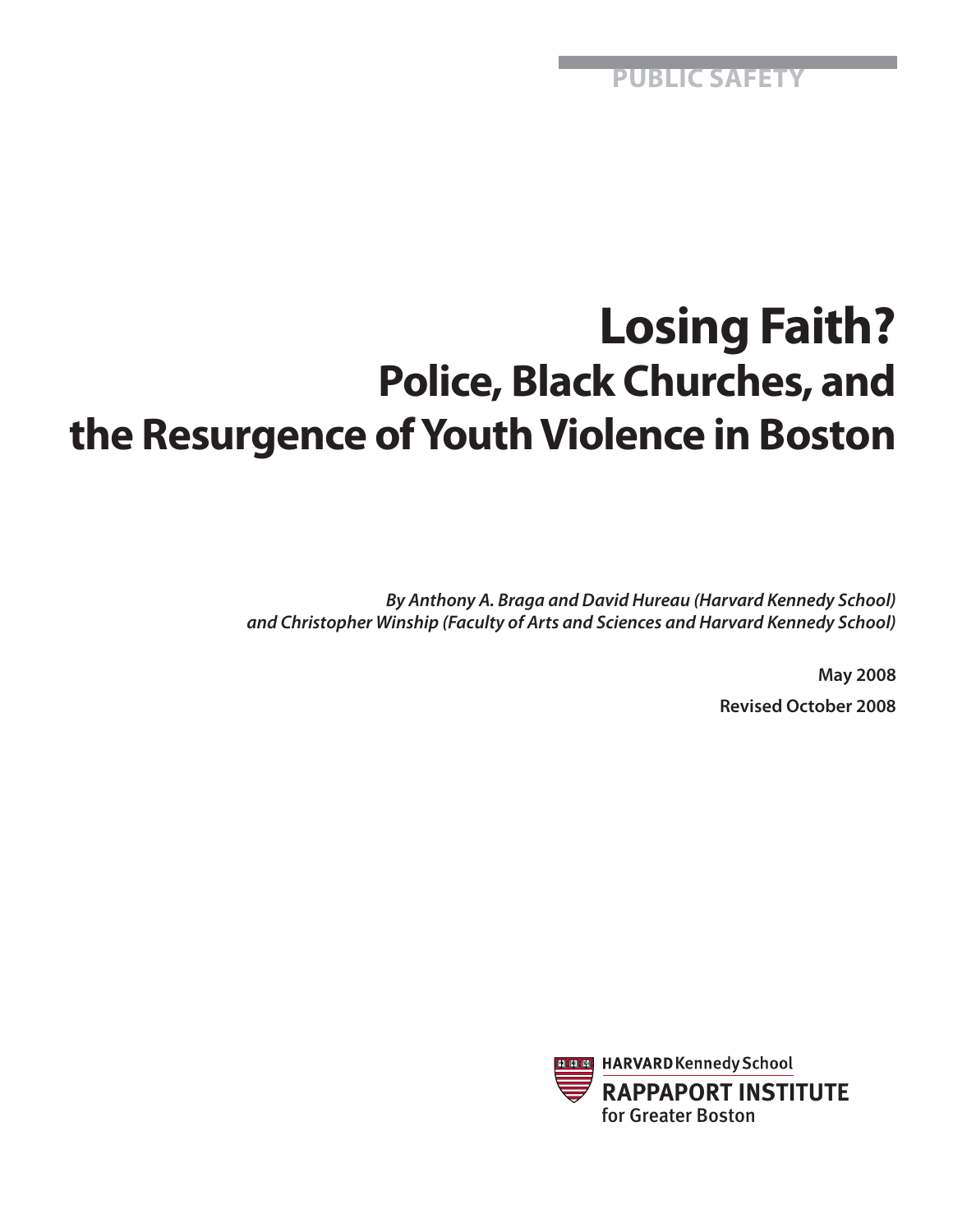PUBLIC SAFETY

# Losing Faith?

## Police, Black Churches, and the Resurgence of Youth Violence in Boston

*By Anthony A. Braga and David Hureau (Harvard Kennedy School) and Christopher Winship (Faculty of Arts and Sciences and Harvard Kennedy School)*

**May 2008**

**Revised October 2008**

HARVARD Kennedy School
RAPPAPORT INSTITUTE for Greater Boston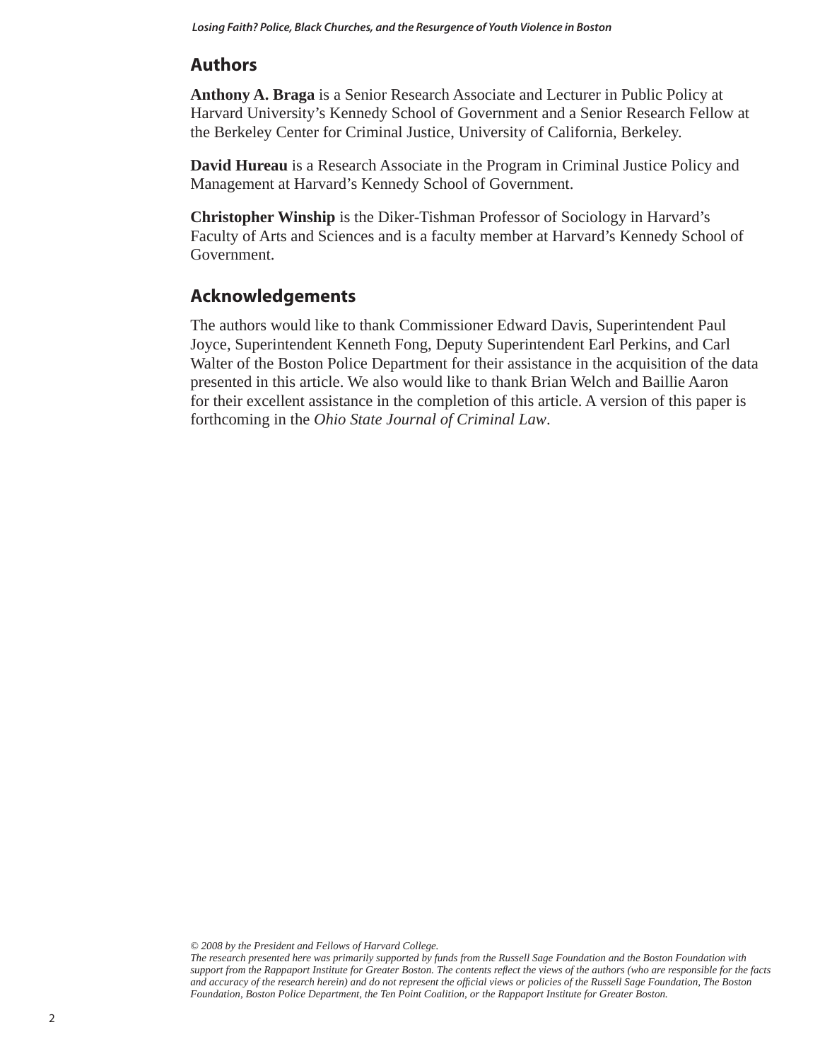## Authors

**Anthony A. Braga** is a Senior Research Associate and Lecturer in Public Policy at Harvard University's Kennedy School of Government and a Senior Research Fellow at the Berkeley Center for Criminal Justice, University of California, Berkeley.

**David Hureau** is a Research Associate in the Program in Criminal Justice Policy and Management at Harvard's Kennedy School of Government.

**Christopher Winship** is the Diker-Tishman Professor of Sociology in Harvard's Faculty of Arts and Sciences and is a faculty member at Harvard's Kennedy School of Government.

## Acknowledgements

The authors would like to thank Commissioner Edward Davis, Superintendent Paul Joyce, Superintendent Kenneth Fong, Deputy Superintendent Earl Perkins, and Carl Walter of the Boston Police Department for their assistance in the acquisition of the data presented in this article. We also would like to thank Brian Welch and Baillie Aaron for their excellent assistance in the completion of this article. A version of this paper is forthcoming in the *Ohio State Journal of Criminal Law*.

*© 2008 by the President and Fellows of Harvard College.*
*The research presented here was primarily supported by funds from the Russell Sage Foundation and the Boston Foundation with support from the Rappaport Institute for Greater Boston. The contents reflect the views of the authors (who are responsible for the facts and accuracy of the research herein) and do not represent the official views or policies of the Russell Sage Foundation, The Boston Foundation, Boston Police Department, the Ten Point Coalition, or the Rappaport Institute for Greater Boston.*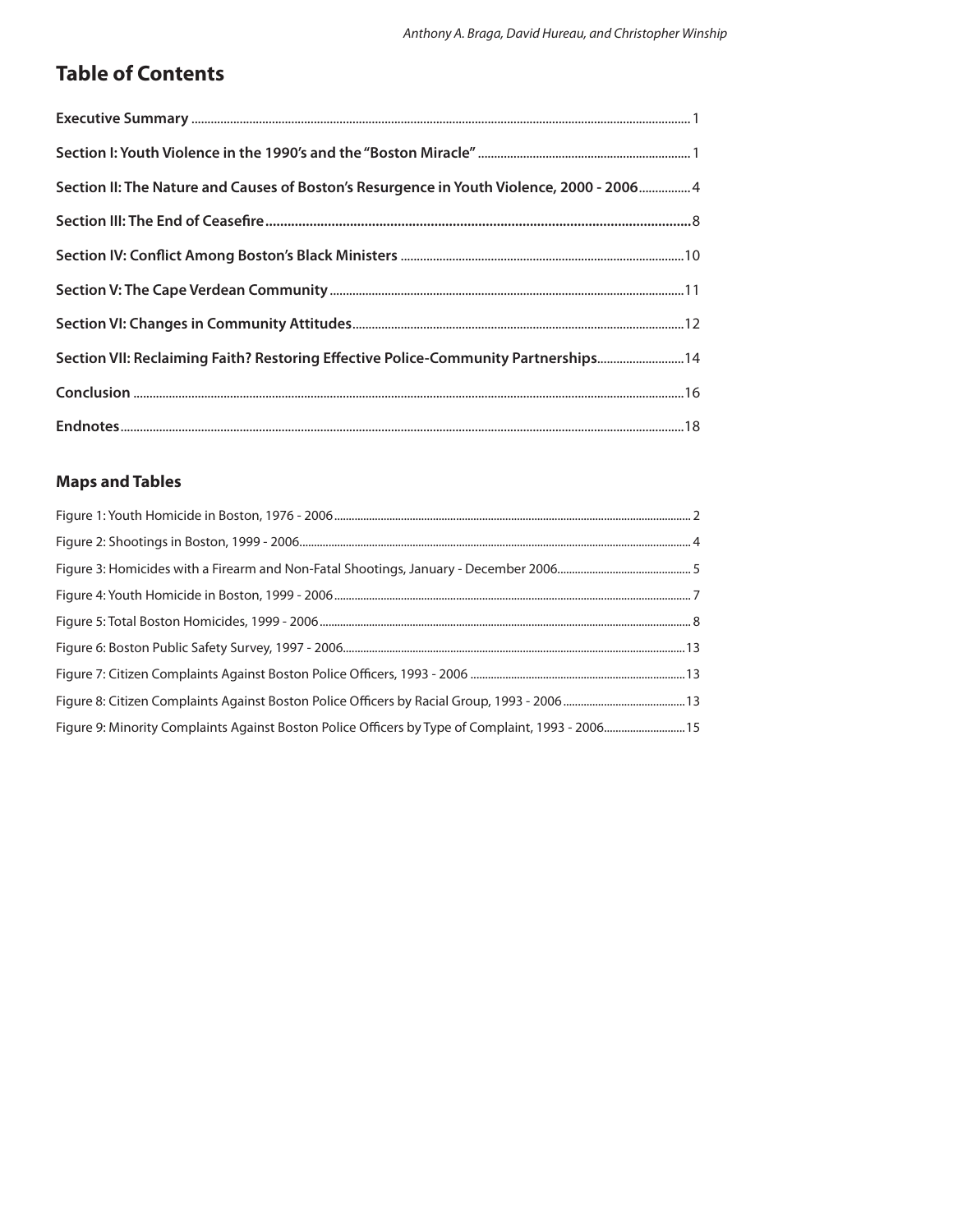## Table of Contents

**Executive Summary** ............ 1

**Section I: Youth Violence in the 1990's and the "Boston Miracle"** ............ 1

**Section II: The Nature and Causes of Boston's Resurgence in Youth Violence, 2000 - 2006** ............ 4

**Section III: The End of Ceasefire** ............ 8

**Section IV: Conflict Among Boston's Black Ministers** ............ 10

**Section V: The Cape Verdean Community** ............ 11

**Section VI: Changes in Community Attitudes** ............ 12

**Section VII: Reclaiming Faith? Restoring Effective Police-Community Partnerships** ............ 14

**Conclusion** ............ 16

**Endnotes** ............ 18

### Maps and Tables

Figure 1: Youth Homicide in Boston, 1976 - 2006 ............ 2

Figure 2: Shootings in Boston, 1999 - 2006 ............ 4

Figure 3: Homicides with a Firearm and Non-Fatal Shootings, January - December 2006 ............ 5

Figure 4: Youth Homicide in Boston, 1999 - 2006 ............ 7

Figure 5: Total Boston Homicides, 1999 - 2006 ............ 8

Figure 6: Boston Public Safety Survey, 1997 - 2006 ............ 13

Figure 7: Citizen Complaints Against Boston Police Officers, 1993 - 2006 ............ 13

Figure 8: Citizen Complaints Against Boston Police Officers by Racial Group, 1993 - 2006 ............ 13

Figure 9: Minority Complaints Against Boston Police Officers by Type of Complaint, 1993 - 2006 ............ 15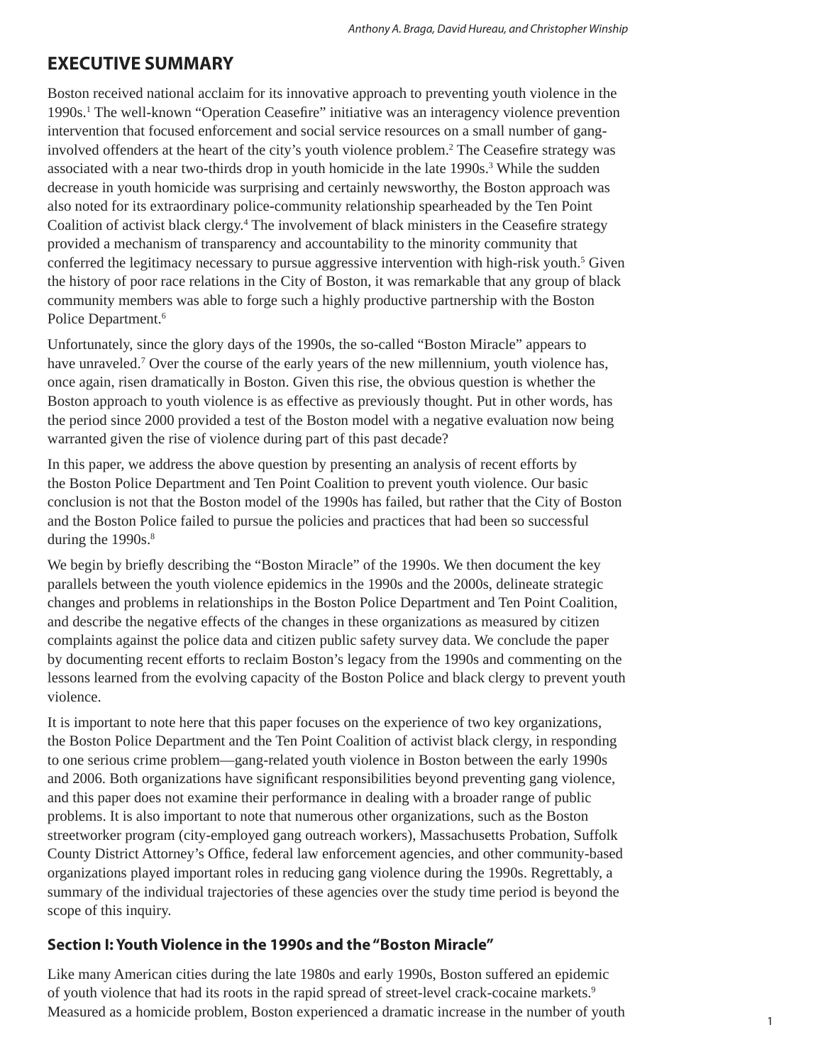## EXECUTIVE SUMMARY

Boston received national acclaim for its innovative approach to preventing youth violence in the 1990s.[1] The well-known "Operation Ceasefire" initiative was an interagency violence prevention intervention that focused enforcement and social service resources on a small number of gang-involved offenders at the heart of the city's youth violence problem.[2] The Ceasefire strategy was associated with a near two-thirds drop in youth homicide in the late 1990s.[3] While the sudden decrease in youth homicide was surprising and certainly newsworthy, the Boston approach was also noted for its extraordinary police-community relationship spearheaded by the Ten Point Coalition of activist black clergy.[4] The involvement of black ministers in the Ceasefire strategy provided a mechanism of transparency and accountability to the minority community that conferred the legitimacy necessary to pursue aggressive intervention with high-risk youth.[5] Given the history of poor race relations in the City of Boston, it was remarkable that any group of black community members was able to forge such a highly productive partnership with the Boston Police Department.[6]

Unfortunately, since the glory days of the 1990s, the so-called "Boston Miracle" appears to have unraveled.[7] Over the course of the early years of the new millennium, youth violence has, once again, risen dramatically in Boston. Given this rise, the obvious question is whether the Boston approach to youth violence is as effective as previously thought. Put in other words, has the period since 2000 provided a test of the Boston model with a negative evaluation now being warranted given the rise of violence during part of this past decade?

In this paper, we address the above question by presenting an analysis of recent efforts by the Boston Police Department and Ten Point Coalition to prevent youth violence. Our basic conclusion is not that the Boston model of the 1990s has failed, but rather that the City of Boston and the Boston Police failed to pursue the policies and practices that had been so successful during the 1990s.[8]

We begin by briefly describing the "Boston Miracle" of the 1990s. We then document the key parallels between the youth violence epidemics in the 1990s and the 2000s, delineate strategic changes and problems in relationships in the Boston Police Department and Ten Point Coalition, and describe the negative effects of the changes in these organizations as measured by citizen complaints against the police data and citizen public safety survey data. We conclude the paper by documenting recent efforts to reclaim Boston's legacy from the 1990s and commenting on the lessons learned from the evolving capacity of the Boston Police and black clergy to prevent youth violence.

It is important to note here that this paper focuses on the experience of two key organizations, the Boston Police Department and the Ten Point Coalition of activist black clergy, in responding to one serious crime problem—gang-related youth violence in Boston between the early 1990s and 2006. Both organizations have significant responsibilities beyond preventing gang violence, and this paper does not examine their performance in dealing with a broader range of public problems. It is also important to note that numerous other organizations, such as the Boston streetworker program (city-employed gang outreach workers), Massachusetts Probation, Suffolk County District Attorney's Office, federal law enforcement agencies, and other community-based organizations played important roles in reducing gang violence during the 1990s. Regrettably, a summary of the individual trajectories of these agencies over the study time period is beyond the scope of this inquiry.

### Section I: Youth Violence in the 1990s and the "Boston Miracle"

Like many American cities during the late 1980s and early 1990s, Boston suffered an epidemic of youth violence that had its roots in the rapid spread of street-level crack-cocaine markets.[9] Measured as a homicide problem, Boston experienced a dramatic increase in the number of youth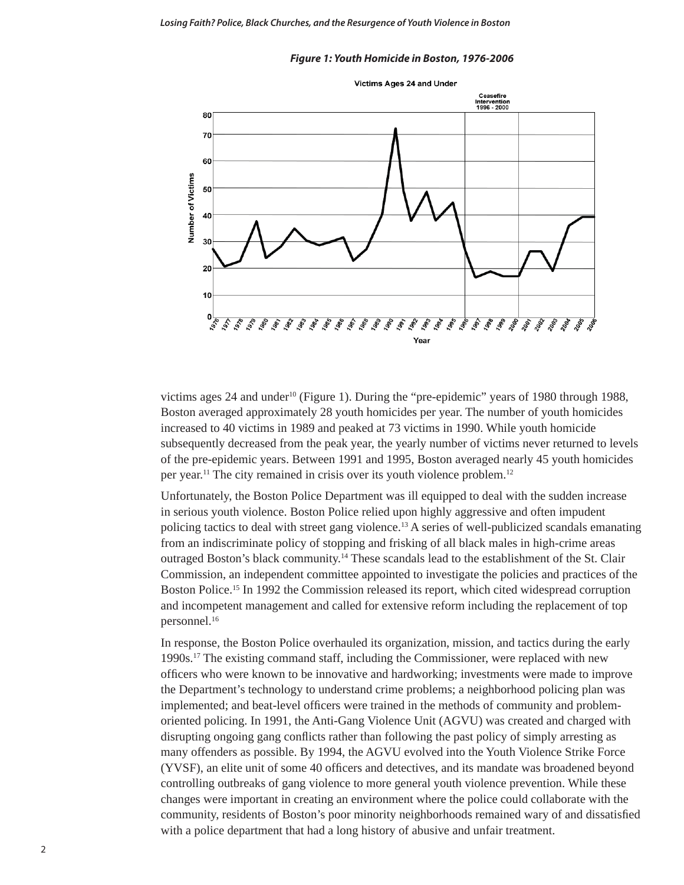*Figure 1: Youth Homicide in Boston, 1976-2006*

victims ages 24 and under[10] (Figure 1). During the "pre-epidemic" years of 1980 through 1988, Boston averaged approximately 28 youth homicides per year. The number of youth homicides increased to 40 victims in 1989 and peaked at 73 victims in 1990. While youth homicide subsequently decreased from the peak year, the yearly number of victims never returned to levels of the pre-epidemic years. Between 1991 and 1995, Boston averaged nearly 45 youth homicides per year.[11] The city remained in crisis over its youth violence problem.[12]

Unfortunately, the Boston Police Department was ill equipped to deal with the sudden increase in serious youth violence. Boston Police relied upon highly aggressive and often impudent policing tactics to deal with street gang violence.[13] A series of well-publicized scandals emanating from an indiscriminate policy of stopping and frisking of all black males in high-crime areas outraged Boston's black community.[14] These scandals lead to the establishment of the St. Clair Commission, an independent committee appointed to investigate the policies and practices of the Boston Police.[15] In 1992 the Commission released its report, which cited widespread corruption and incompetent management and called for extensive reform including the replacement of top personnel.[16]

In response, the Boston Police overhauled its organization, mission, and tactics during the early 1990s.[17] The existing command staff, including the Commissioner, were replaced with new officers who were known to be innovative and hardworking; investments were made to improve the Department's technology to understand crime problems; a neighborhood policing plan was implemented; and beat-level officers were trained in the methods of community and problem-oriented policing. In 1991, the Anti-Gang Violence Unit (AGVU) was created and charged with disrupting ongoing gang conflicts rather than following the past policy of simply arresting as many offenders as possible. By 1994, the AGVU evolved into the Youth Violence Strike Force (YVSF), an elite unit of some 40 officers and detectives, and its mandate was broadened beyond controlling outbreaks of gang violence to more general youth violence prevention. While these changes were important in creating an environment where the police could collaborate with the community, residents of Boston's poor minority neighborhoods remained wary of and dissatisfied with a police department that had a long history of abusive and unfair treatment.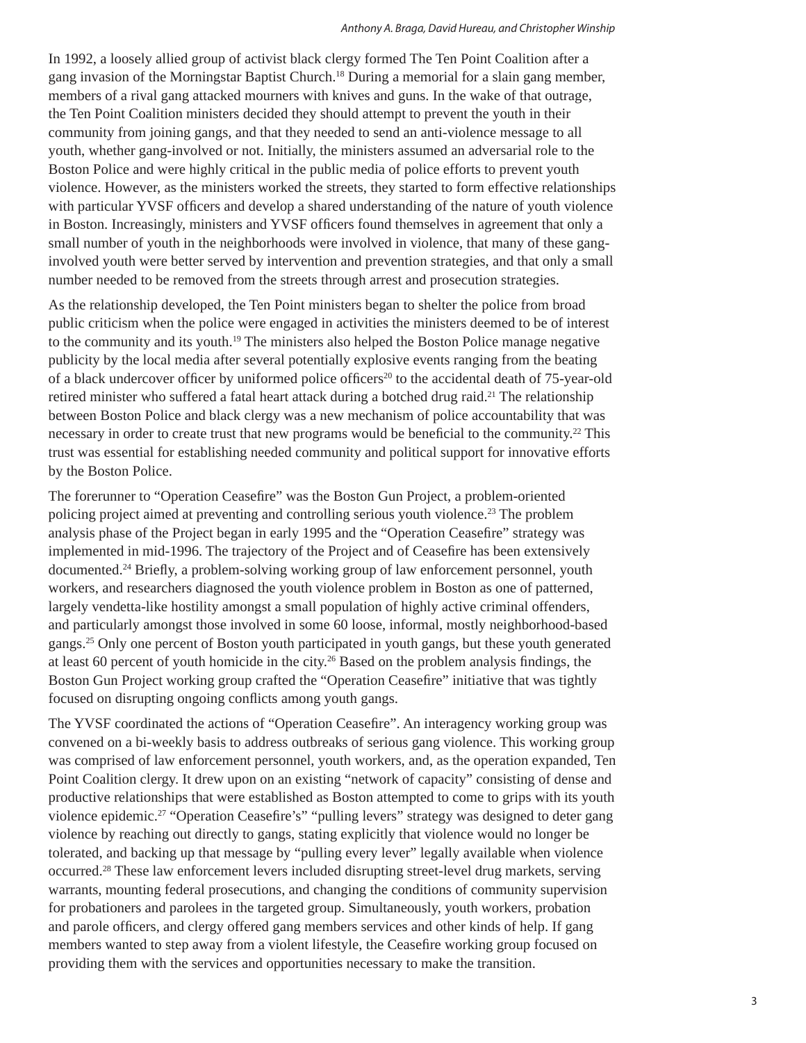In 1992, a loosely allied group of activist black clergy formed The Ten Point Coalition after a gang invasion of the Morningstar Baptist Church.[18] During a memorial for a slain gang member, members of a rival gang attacked mourners with knives and guns. In the wake of that outrage, the Ten Point Coalition ministers decided they should attempt to prevent the youth in their community from joining gangs, and that they needed to send an anti-violence message to all youth, whether gang-involved or not. Initially, the ministers assumed an adversarial role to the Boston Police and were highly critical in the public media of police efforts to prevent youth violence. However, as the ministers worked the streets, they started to form effective relationships with particular YVSF officers and develop a shared understanding of the nature of youth violence in Boston. Increasingly, ministers and YVSF officers found themselves in agreement that only a small number of youth in the neighborhoods were involved in violence, that many of these gang-involved youth were better served by intervention and prevention strategies, and that only a small number needed to be removed from the streets through arrest and prosecution strategies.

As the relationship developed, the Ten Point ministers began to shelter the police from broad public criticism when the police were engaged in activities the ministers deemed to be of interest to the community and its youth.[19] The ministers also helped the Boston Police manage negative publicity by the local media after several potentially explosive events ranging from the beating of a black undercover officer by uniformed police officers[20] to the accidental death of 75-year-old retired minister who suffered a fatal heart attack during a botched drug raid.[21] The relationship between Boston Police and black clergy was a new mechanism of police accountability that was necessary in order to create trust that new programs would be beneficial to the community.[22] This trust was essential for establishing needed community and political support for innovative efforts by the Boston Police.

The forerunner to "Operation Ceasefire" was the Boston Gun Project, a problem-oriented policing project aimed at preventing and controlling serious youth violence.[23] The problem analysis phase of the Project began in early 1995 and the "Operation Ceasefire" strategy was implemented in mid-1996. The trajectory of the Project and of Ceasefire has been extensively documented.[24] Briefly, a problem-solving working group of law enforcement personnel, youth workers, and researchers diagnosed the youth violence problem in Boston as one of patterned, largely vendetta-like hostility amongst a small population of highly active criminal offenders, and particularly amongst those involved in some 60 loose, informal, mostly neighborhood-based gangs.[25] Only one percent of Boston youth participated in youth gangs, but these youth generated at least 60 percent of youth homicide in the city.[26] Based on the problem analysis findings, the Boston Gun Project working group crafted the "Operation Ceasefire" initiative that was tightly focused on disrupting ongoing conflicts among youth gangs.

The YVSF coordinated the actions of "Operation Ceasefire". An interagency working group was convened on a bi-weekly basis to address outbreaks of serious gang violence. This working group was comprised of law enforcement personnel, youth workers, and, as the operation expanded, Ten Point Coalition clergy. It drew upon on an existing "network of capacity" consisting of dense and productive relationships that were established as Boston attempted to come to grips with its youth violence epidemic.[27] "Operation Ceasefire's" "pulling levers" strategy was designed to deter gang violence by reaching out directly to gangs, stating explicitly that violence would no longer be tolerated, and backing up that message by "pulling every lever" legally available when violence occurred.[28] These law enforcement levers included disrupting street-level drug markets, serving warrants, mounting federal prosecutions, and changing the conditions of community supervision for probationers and parolees in the targeted group. Simultaneously, youth workers, probation and parole officers, and clergy offered gang members services and other kinds of help. If gang members wanted to step away from a violent lifestyle, the Ceasefire working group focused on providing them with the services and opportunities necessary to make the transition.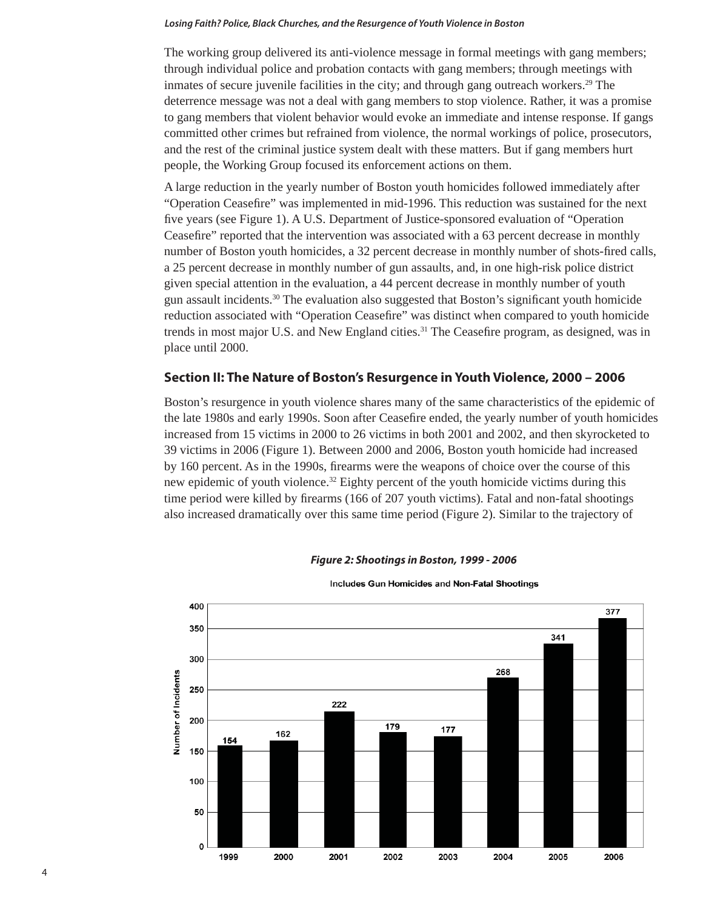The working group delivered its anti-violence message in formal meetings with gang members; through individual police and probation contacts with gang members; through meetings with inmates of secure juvenile facilities in the city; and through gang outreach workers.[29] The deterrence message was not a deal with gang members to stop violence. Rather, it was a promise to gang members that violent behavior would evoke an immediate and intense response. If gangs committed other crimes but refrained from violence, the normal workings of police, prosecutors, and the rest of the criminal justice system dealt with these matters. But if gang members hurt people, the Working Group focused its enforcement actions on them.

A large reduction in the yearly number of Boston youth homicides followed immediately after "Operation Ceasefire" was implemented in mid-1996. This reduction was sustained for the next five years (see Figure 1). A U.S. Department of Justice-sponsored evaluation of "Operation Ceasefire" reported that the intervention was associated with a 63 percent decrease in monthly number of Boston youth homicides, a 32 percent decrease in monthly number of shots-fired calls, a 25 percent decrease in monthly number of gun assaults, and, in one high-risk police district given special attention in the evaluation, a 44 percent decrease in monthly number of youth gun assault incidents.[30] The evaluation also suggested that Boston's significant youth homicide reduction associated with "Operation Ceasefire" was distinct when compared to youth homicide trends in most major U.S. and New England cities.[31] The Ceasefire program, as designed, was in place until 2000.

## Section II: The Nature of Boston's Resurgence in Youth Violence, 2000 – 2006

Boston's resurgence in youth violence shares many of the same characteristics of the epidemic of the late 1980s and early 1990s. Soon after Ceasefire ended, the yearly number of youth homicides increased from 15 victims in 2000 to 26 victims in both 2001 and 2002, and then skyrocketed to 39 victims in 2006 (Figure 1). Between 2000 and 2006, Boston youth homicide had increased by 160 percent. As in the 1990s, firearms were the weapons of choice over the course of this new epidemic of youth violence.[32] Eighty percent of the youth homicide victims during this time period were killed by firearms (166 of 207 youth victims). Fatal and non-fatal shootings also increased dramatically over this same time period (Figure 2). Similar to the trajectory of

*Figure 2: Shootings in Boston, 1999 - 2006*

Includes Gun Homicides and Non-Fatal Shootings

| Year | Number of Incidents |
|---|---|
| 1999 | 154 |
| 2000 | 162 |
| 2001 | 222 |
| 2002 | 179 |
| 2003 | 177 |
| 2004 | 268 |
| 2005 | 341 |
| 2006 | 377 |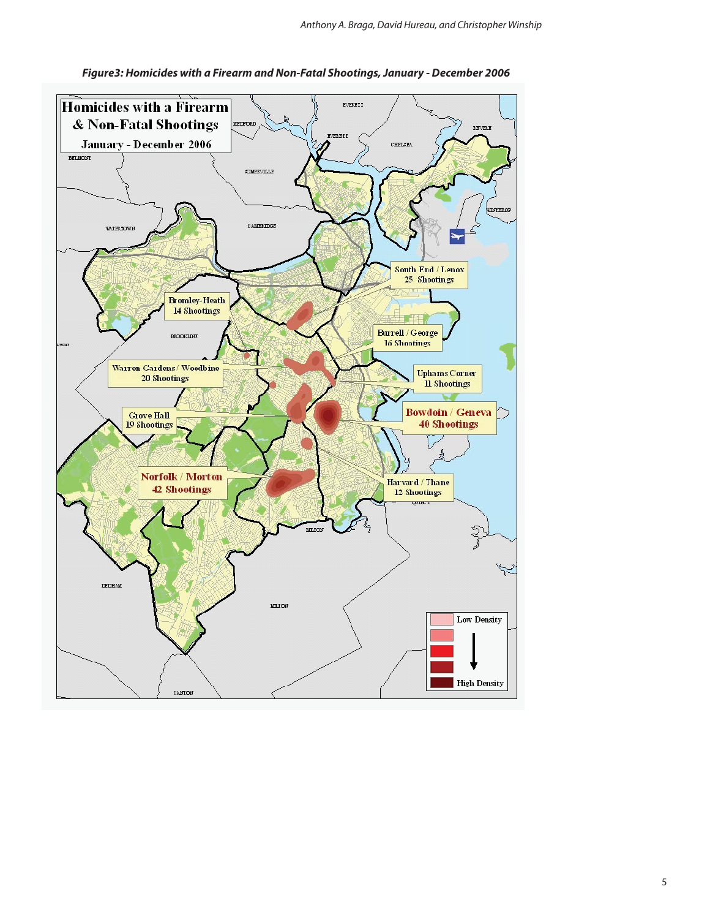***Figure3: Homicides with a Firearm and Non-Fatal Shootings, January - December 2006***

**Homicides with a Firearm & Non-Fatal Shootings**

**January - December 2006**

South End / Lenox
25 Shootings

Bromley-Heath
14 Shootings

Burrell / George
16 Shootings

Warren Gardens / Woodbine
20 Shootings

Uphams Corner
11 Shootings

Grove Hall
19 Shootings

**Bowdoin / Geneva**
**40 Shootings**

**Norfolk / Morton**
**42 Shootings**

Harvard / Thane
12 Shootings

Low Density

High Density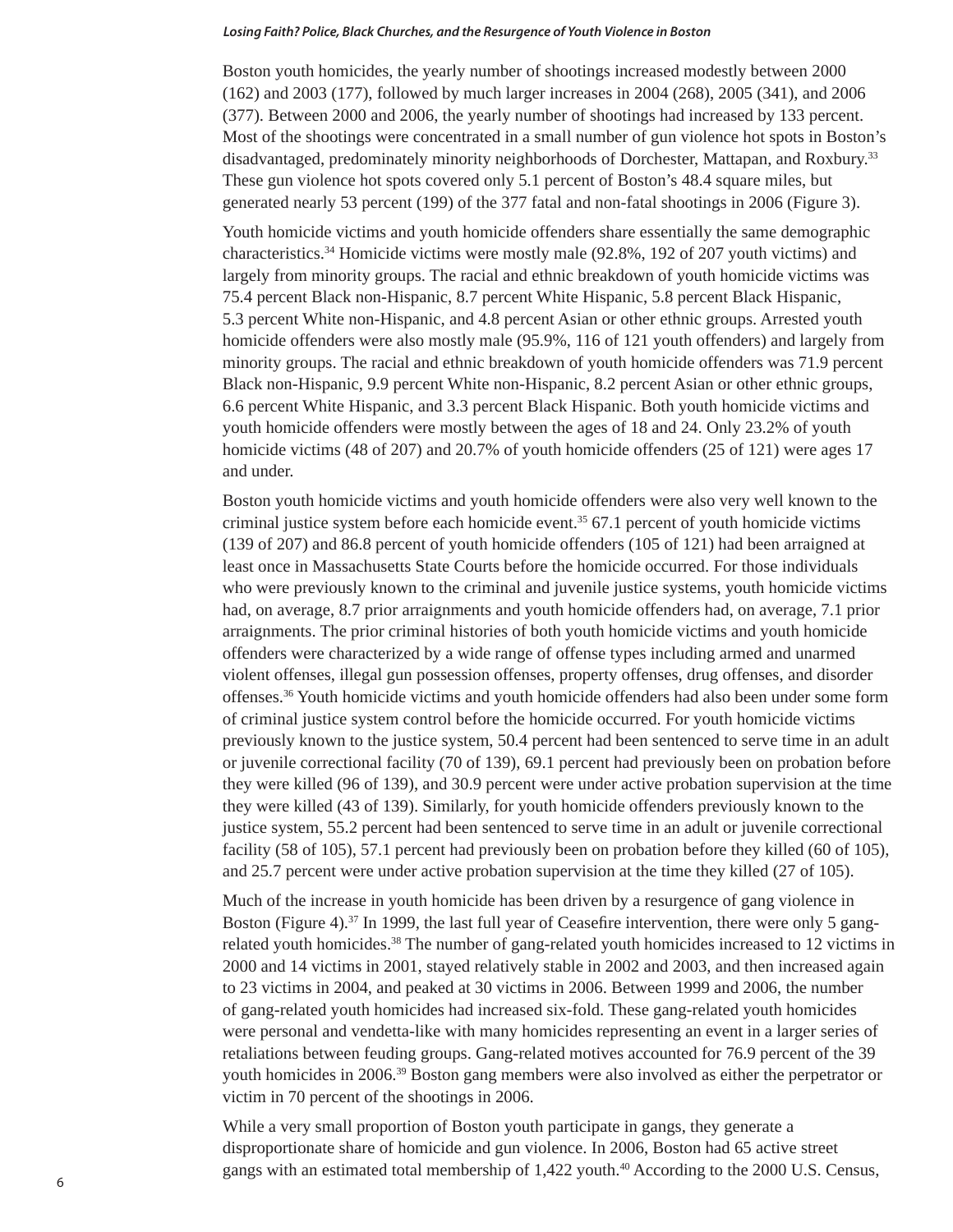Boston youth homicides, the yearly number of shootings increased modestly between 2000 (162) and 2003 (177), followed by much larger increases in 2004 (268), 2005 (341), and 2006 (377). Between 2000 and 2006, the yearly number of shootings had increased by 133 percent. Most of the shootings were concentrated in a small number of gun violence hot spots in Boston's disadvantaged, predominately minority neighborhoods of Dorchester, Mattapan, and Roxbury.[33] These gun violence hot spots covered only 5.1 percent of Boston's 48.4 square miles, but generated nearly 53 percent (199) of the 377 fatal and non-fatal shootings in 2006 (Figure 3).

Youth homicide victims and youth homicide offenders share essentially the same demographic characteristics.[34] Homicide victims were mostly male (92.8%, 192 of 207 youth victims) and largely from minority groups. The racial and ethnic breakdown of youth homicide victims was 75.4 percent Black non-Hispanic, 8.7 percent White Hispanic, 5.8 percent Black Hispanic, 5.3 percent White non-Hispanic, and 4.8 percent Asian or other ethnic groups. Arrested youth homicide offenders were also mostly male (95.9%, 116 of 121 youth offenders) and largely from minority groups. The racial and ethnic breakdown of youth homicide offenders was 71.9 percent Black non-Hispanic, 9.9 percent White non-Hispanic, 8.2 percent Asian or other ethnic groups, 6.6 percent White Hispanic, and 3.3 percent Black Hispanic. Both youth homicide victims and youth homicide offenders were mostly between the ages of 18 and 24. Only 23.2% of youth homicide victims (48 of 207) and 20.7% of youth homicide offenders (25 of 121) were ages 17 and under.

Boston youth homicide victims and youth homicide offenders were also very well known to the criminal justice system before each homicide event.[35] 67.1 percent of youth homicide victims (139 of 207) and 86.8 percent of youth homicide offenders (105 of 121) had been arraigned at least once in Massachusetts State Courts before the homicide occurred. For those individuals who were previously known to the criminal and juvenile justice systems, youth homicide victims had, on average, 8.7 prior arraignments and youth homicide offenders had, on average, 7.1 prior arraignments. The prior criminal histories of both youth homicide victims and youth homicide offenders were characterized by a wide range of offense types including armed and unarmed violent offenses, illegal gun possession offenses, property offenses, drug offenses, and disorder offenses.[36] Youth homicide victims and youth homicide offenders had also been under some form of criminal justice system control before the homicide occurred. For youth homicide victims previously known to the justice system, 50.4 percent had been sentenced to serve time in an adult or juvenile correctional facility (70 of 139), 69.1 percent had previously been on probation before they were killed (96 of 139), and 30.9 percent were under active probation supervision at the time they were killed (43 of 139). Similarly, for youth homicide offenders previously known to the justice system, 55.2 percent had been sentenced to serve time in an adult or juvenile correctional facility (58 of 105), 57.1 percent had previously been on probation before they killed (60 of 105), and 25.7 percent were under active probation supervision at the time they killed (27 of 105).

Much of the increase in youth homicide has been driven by a resurgence of gang violence in Boston (Figure 4).[37] In 1999, the last full year of Ceasefire intervention, there were only 5 gang-related youth homicides.[38] The number of gang-related youth homicides increased to 12 victims in 2000 and 14 victims in 2001, stayed relatively stable in 2002 and 2003, and then increased again to 23 victims in 2004, and peaked at 30 victims in 2006. Between 1999 and 2006, the number of gang-related youth homicides had increased six-fold. These gang-related youth homicides were personal and vendetta-like with many homicides representing an event in a larger series of retaliations between feuding groups. Gang-related motives accounted for 76.9 percent of the 39 youth homicides in 2006.[39] Boston gang members were also involved as either the perpetrator or victim in 70 percent of the shootings in 2006.

While a very small proportion of Boston youth participate in gangs, they generate a disproportionate share of homicide and gun violence. In 2006, Boston had 65 active street gangs with an estimated total membership of 1,422 youth.[40] According to the 2000 U.S. Census,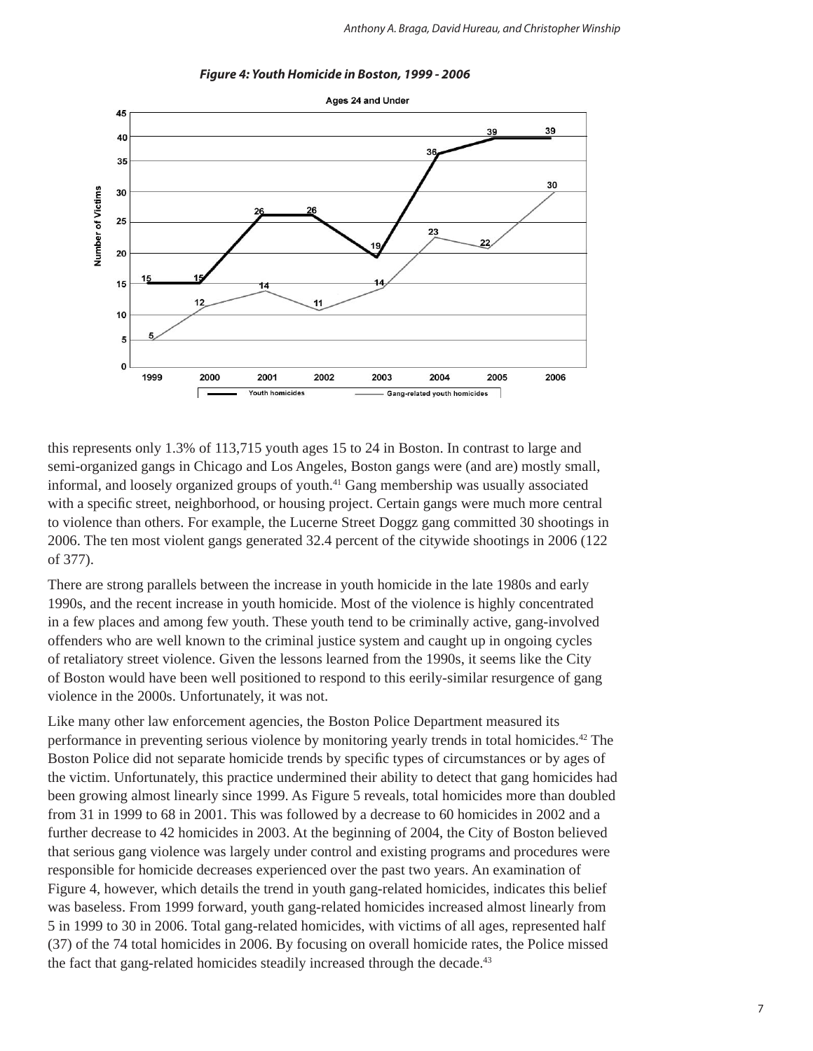*Figure 4: Youth Homicide in Boston, 1999 - 2006*

this represents only 1.3% of 113,715 youth ages 15 to 24 in Boston. In contrast to large and semi-organized gangs in Chicago and Los Angeles, Boston gangs were (and are) mostly small, informal, and loosely organized groups of youth.[41] Gang membership was usually associated with a specific street, neighborhood, or housing project. Certain gangs were much more central to violence than others. For example, the Lucerne Street Doggz gang committed 30 shootings in 2006. The ten most violent gangs generated 32.4 percent of the citywide shootings in 2006 (122 of 377).

There are strong parallels between the increase in youth homicide in the late 1980s and early 1990s, and the recent increase in youth homicide. Most of the violence is highly concentrated in a few places and among few youth. These youth tend to be criminally active, gang-involved offenders who are well known to the criminal justice system and caught up in ongoing cycles of retaliatory street violence. Given the lessons learned from the 1990s, it seems like the City of Boston would have been well positioned to respond to this eerily-similar resurgence of gang violence in the 2000s. Unfortunately, it was not.

Like many other law enforcement agencies, the Boston Police Department measured its performance in preventing serious violence by monitoring yearly trends in total homicides.[42] The Boston Police did not separate homicide trends by specific types of circumstances or by ages of the victim. Unfortunately, this practice undermined their ability to detect that gang homicides had been growing almost linearly since 1999. As Figure 5 reveals, total homicides more than doubled from 31 in 1999 to 68 in 2001. This was followed by a decrease to 60 homicides in 2002 and a further decrease to 42 homicides in 2003. At the beginning of 2004, the City of Boston believed that serious gang violence was largely under control and existing programs and procedures were responsible for homicide decreases experienced over the past two years. An examination of Figure 4, however, which details the trend in youth gang-related homicides, indicates this belief was baseless. From 1999 forward, youth gang-related homicides increased almost linearly from 5 in 1999 to 30 in 2006. Total gang-related homicides, with victims of all ages, represented half (37) of the 74 total homicides in 2006. By focusing on overall homicide rates, the Police missed the fact that gang-related homicides steadily increased through the decade.[43]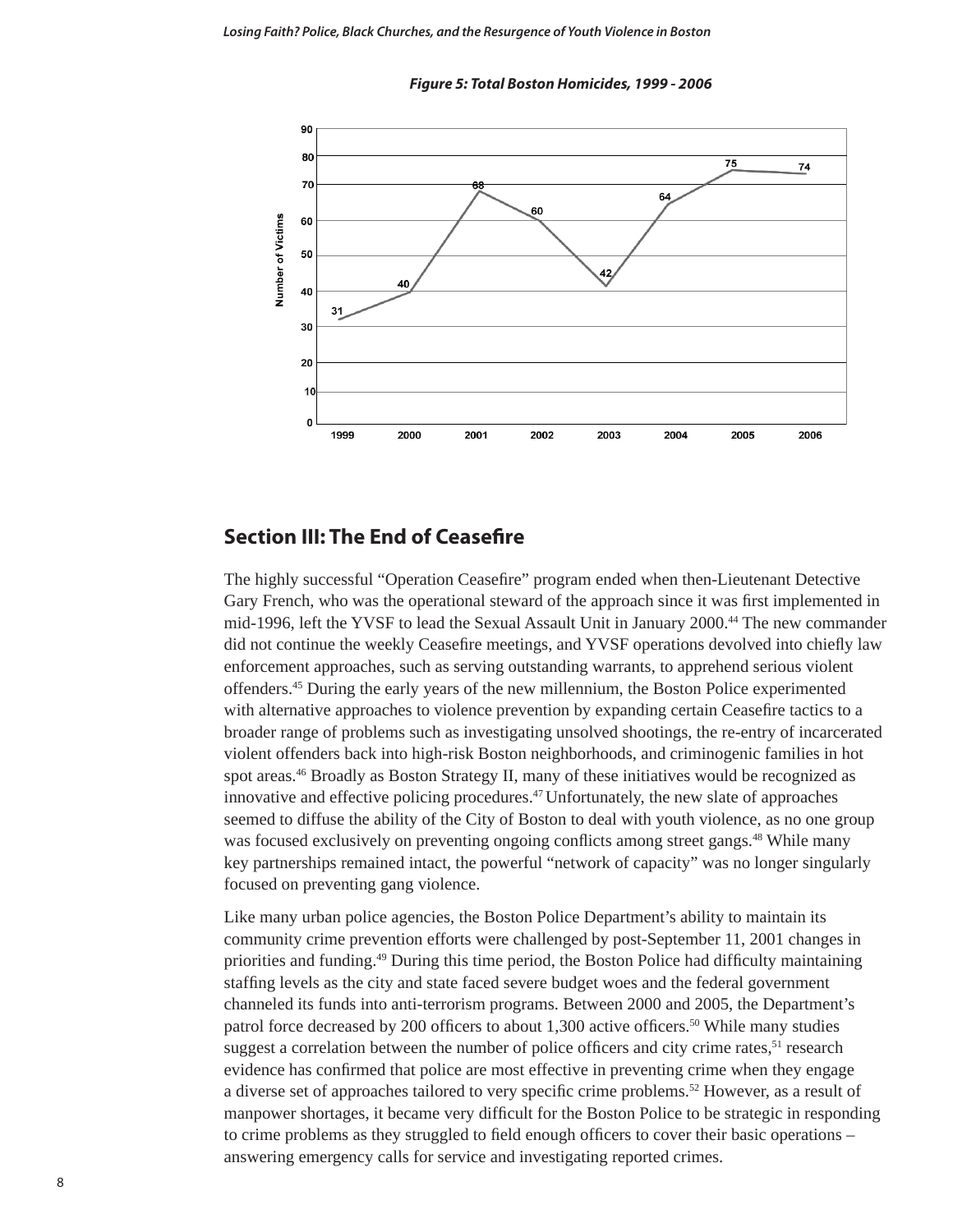*Figure 5: Total Boston Homicides, 1999 - 2006*

| Year | Number of Victims |
|---|---|
| 1999 | 31 |
| 2000 | 40 |
| 2001 | 68 |
| 2002 | 60 |
| 2003 | 42 |
| 2004 | 64 |
| 2005 | 75 |
| 2006 | 74 |

## Section III: The End of Ceasefire

The highly successful "Operation Ceasefire" program ended when then-Lieutenant Detective Gary French, who was the operational steward of the approach since it was first implemented in mid-1996, left the YVSF to lead the Sexual Assault Unit in January 2000.[44] The new commander did not continue the weekly Ceasefire meetings, and YVSF operations devolved into chiefly law enforcement approaches, such as serving outstanding warrants, to apprehend serious violent offenders.[45] During the early years of the new millennium, the Boston Police experimented with alternative approaches to violence prevention by expanding certain Ceasefire tactics to a broader range of problems such as investigating unsolved shootings, the re-entry of incarcerated violent offenders back into high-risk Boston neighborhoods, and criminogenic families in hot spot areas.[46] Broadly as Boston Strategy II, many of these initiatives would be recognized as innovative and effective policing procedures.[47] Unfortunately, the new slate of approaches seemed to diffuse the ability of the City of Boston to deal with youth violence, as no one group was focused exclusively on preventing ongoing conflicts among street gangs.[48] While many key partnerships remained intact, the powerful "network of capacity" was no longer singularly focused on preventing gang violence.

Like many urban police agencies, the Boston Police Department's ability to maintain its community crime prevention efforts were challenged by post-September 11, 2001 changes in priorities and funding.[49] During this time period, the Boston Police had difficulty maintaining staffing levels as the city and state faced severe budget woes and the federal government channeled its funds into anti-terrorism programs. Between 2000 and 2005, the Department's patrol force decreased by 200 officers to about 1,300 active officers.[50] While many studies suggest a correlation between the number of police officers and city crime rates,[51] research evidence has confirmed that police are most effective in preventing crime when they engage a diverse set of approaches tailored to very specific crime problems.[52] However, as a result of manpower shortages, it became very difficult for the Boston Police to be strategic in responding to crime problems as they struggled to field enough officers to cover their basic operations – answering emergency calls for service and investigating reported crimes.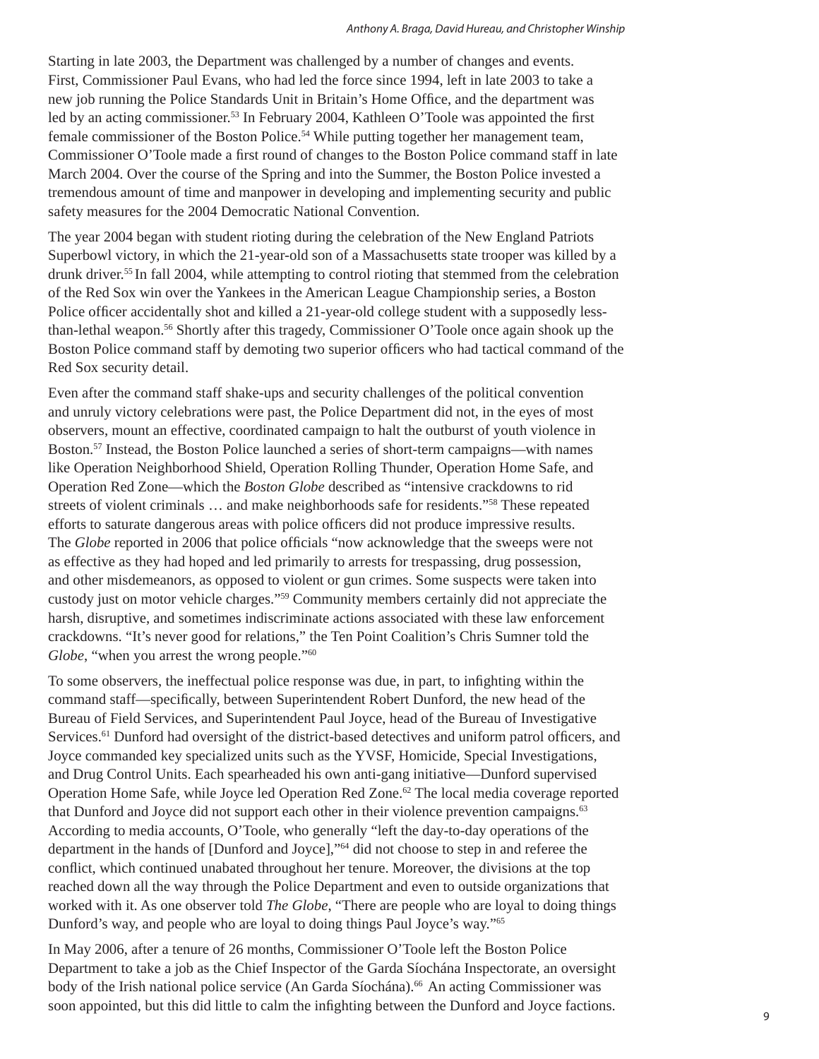Starting in late 2003, the Department was challenged by a number of changes and events. First, Commissioner Paul Evans, who had led the force since 1994, left in late 2003 to take a new job running the Police Standards Unit in Britain's Home Office, and the department was led by an acting commissioner.[53] In February 2004, Kathleen O'Toole was appointed the first female commissioner of the Boston Police.[54] While putting together her management team, Commissioner O'Toole made a first round of changes to the Boston Police command staff in late March 2004. Over the course of the Spring and into the Summer, the Boston Police invested a tremendous amount of time and manpower in developing and implementing security and public safety measures for the 2004 Democratic National Convention.

The year 2004 began with student rioting during the celebration of the New England Patriots Superbowl victory, in which the 21-year-old son of a Massachusetts state trooper was killed by a drunk driver.[55] In fall 2004, while attempting to control rioting that stemmed from the celebration of the Red Sox win over the Yankees in the American League Championship series, a Boston Police officer accidentally shot and killed a 21-year-old college student with a supposedly less-than-lethal weapon.[56] Shortly after this tragedy, Commissioner O'Toole once again shook up the Boston Police command staff by demoting two superior officers who had tactical command of the Red Sox security detail.

Even after the command staff shake-ups and security challenges of the political convention and unruly victory celebrations were past, the Police Department did not, in the eyes of most observers, mount an effective, coordinated campaign to halt the outburst of youth violence in Boston.[57] Instead, the Boston Police launched a series of short-term campaigns—with names like Operation Neighborhood Shield, Operation Rolling Thunder, Operation Home Safe, and Operation Red Zone—which the *Boston Globe* described as "intensive crackdowns to rid streets of violent criminals … and make neighborhoods safe for residents."[58] These repeated efforts to saturate dangerous areas with police officers did not produce impressive results. The *Globe* reported in 2006 that police officials "now acknowledge that the sweeps were not as effective as they had hoped and led primarily to arrests for trespassing, drug possession, and other misdemeanors, as opposed to violent or gun crimes. Some suspects were taken into custody just on motor vehicle charges."[59] Community members certainly did not appreciate the harsh, disruptive, and sometimes indiscriminate actions associated with these law enforcement crackdowns. "It's never good for relations," the Ten Point Coalition's Chris Sumner told the *Globe*, "when you arrest the wrong people."[60]

To some observers, the ineffectual police response was due, in part, to infighting within the command staff—specifically, between Superintendent Robert Dunford, the new head of the Bureau of Field Services, and Superintendent Paul Joyce, head of the Bureau of Investigative Services.[61] Dunford had oversight of the district-based detectives and uniform patrol officers, and Joyce commanded key specialized units such as the YVSF, Homicide, Special Investigations, and Drug Control Units. Each spearheaded his own anti-gang initiative—Dunford supervised Operation Home Safe, while Joyce led Operation Red Zone.[62] The local media coverage reported that Dunford and Joyce did not support each other in their violence prevention campaigns.[63] According to media accounts, O'Toole, who generally "left the day-to-day operations of the department in the hands of [Dunford and Joyce],"[64] did not choose to step in and referee the conflict, which continued unabated throughout her tenure. Moreover, the divisions at the top reached down all the way through the Police Department and even to outside organizations that worked with it. As one observer told *The Globe*, "There are people who are loyal to doing things Dunford's way, and people who are loyal to doing things Paul Joyce's way."[65]

In May 2006, after a tenure of 26 months, Commissioner O'Toole left the Boston Police Department to take a job as the Chief Inspector of the Garda Síochána Inspectorate, an oversight body of the Irish national police service (An Garda Síochána).[66] An acting Commissioner was soon appointed, but this did little to calm the infighting between the Dunford and Joyce factions.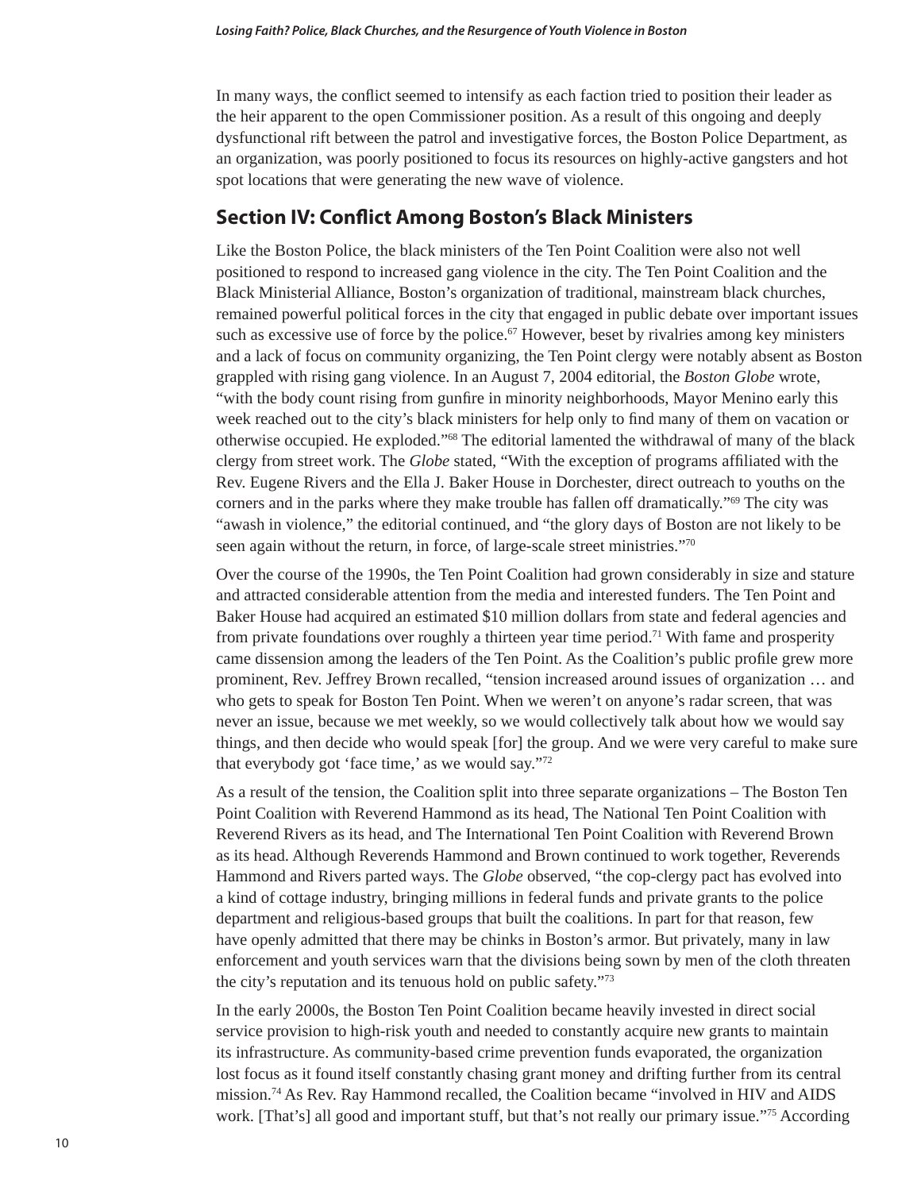In many ways, the conflict seemed to intensify as each faction tried to position their leader as the heir apparent to the open Commissioner position. As a result of this ongoing and deeply dysfunctional rift between the patrol and investigative forces, the Boston Police Department, as an organization, was poorly positioned to focus its resources on highly-active gangsters and hot spot locations that were generating the new wave of violence.

## Section IV: Conflict Among Boston's Black Ministers

Like the Boston Police, the black ministers of the Ten Point Coalition were also not well positioned to respond to increased gang violence in the city. The Ten Point Coalition and the Black Ministerial Alliance, Boston's organization of traditional, mainstream black churches, remained powerful political forces in the city that engaged in public debate over important issues such as excessive use of force by the police.[67] However, beset by rivalries among key ministers and a lack of focus on community organizing, the Ten Point clergy were notably absent as Boston grappled with rising gang violence. In an August 7, 2004 editorial, the *Boston Globe* wrote, "with the body count rising from gunfire in minority neighborhoods, Mayor Menino early this week reached out to the city's black ministers for help only to find many of them on vacation or otherwise occupied. He exploded."[68] The editorial lamented the withdrawal of many of the black clergy from street work. The *Globe* stated, "With the exception of programs affiliated with the Rev. Eugene Rivers and the Ella J. Baker House in Dorchester, direct outreach to youths on the corners and in the parks where they make trouble has fallen off dramatically."[69] The city was "awash in violence," the editorial continued, and "the glory days of Boston are not likely to be seen again without the return, in force, of large-scale street ministries."[70]

Over the course of the 1990s, the Ten Point Coalition had grown considerably in size and stature and attracted considerable attention from the media and interested funders. The Ten Point and Baker House had acquired an estimated $10 million dollars from state and federal agencies and from private foundations over roughly a thirteen year time period.[71] With fame and prosperity came dissension among the leaders of the Ten Point. As the Coalition's public profile grew more prominent, Rev. Jeffrey Brown recalled, "tension increased around issues of organization … and who gets to speak for Boston Ten Point. When we weren't on anyone's radar screen, that was never an issue, because we met weekly, so we would collectively talk about how we would say things, and then decide who would speak [for] the group. And we were very careful to make sure that everybody got 'face time,' as we would say."[72]

As a result of the tension, the Coalition split into three separate organizations – The Boston Ten Point Coalition with Reverend Hammond as its head, The National Ten Point Coalition with Reverend Rivers as its head, and The International Ten Point Coalition with Reverend Brown as its head. Although Reverends Hammond and Brown continued to work together, Reverends Hammond and Rivers parted ways. The *Globe* observed, "the cop-clergy pact has evolved into a kind of cottage industry, bringing millions in federal funds and private grants to the police department and religious-based groups that built the coalitions. In part for that reason, few have openly admitted that there may be chinks in Boston's armor. But privately, many in law enforcement and youth services warn that the divisions being sown by men of the cloth threaten the city's reputation and its tenuous hold on public safety."[73]

In the early 2000s, the Boston Ten Point Coalition became heavily invested in direct social service provision to high-risk youth and needed to constantly acquire new grants to maintain its infrastructure. As community-based crime prevention funds evaporated, the organization lost focus as it found itself constantly chasing grant money and drifting further from its central mission.[74] As Rev. Ray Hammond recalled, the Coalition became "involved in HIV and AIDS work. [That's] all good and important stuff, but that's not really our primary issue."[75] According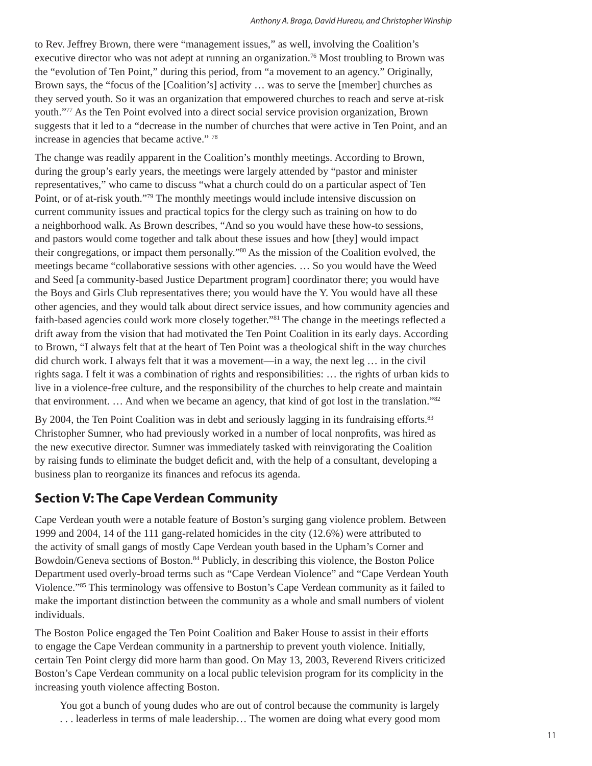to Rev. Jeffrey Brown, there were "management issues," as well, involving the Coalition's executive director who was not adept at running an organization.[76] Most troubling to Brown was the "evolution of Ten Point," during this period, from "a movement to an agency." Originally, Brown says, the "focus of the [Coalition's] activity … was to serve the [member] churches as they served youth. So it was an organization that empowered churches to reach and serve at-risk youth."[77] As the Ten Point evolved into a direct social service provision organization, Brown suggests that it led to a "decrease in the number of churches that were active in Ten Point, and an increase in agencies that became active." [78]

The change was readily apparent in the Coalition's monthly meetings. According to Brown, during the group's early years, the meetings were largely attended by "pastor and minister representatives," who came to discuss "what a church could do on a particular aspect of Ten Point, or of at-risk youth."[79] The monthly meetings would include intensive discussion on current community issues and practical topics for the clergy such as training on how to do a neighborhood walk. As Brown describes, "And so you would have these how-to sessions, and pastors would come together and talk about these issues and how [they] would impact their congregations, or impact them personally."[80] As the mission of the Coalition evolved, the meetings became "collaborative sessions with other agencies. … So you would have the Weed and Seed [a community-based Justice Department program] coordinator there; you would have the Boys and Girls Club representatives there; you would have the Y. You would have all these other agencies, and they would talk about direct service issues, and how community agencies and faith-based agencies could work more closely together."[81] The change in the meetings reflected a drift away from the vision that had motivated the Ten Point Coalition in its early days. According to Brown, "I always felt that at the heart of Ten Point was a theological shift in the way churches did church work. I always felt that it was a movement—in a way, the next leg … in the civil rights saga. I felt it was a combination of rights and responsibilities: … the rights of urban kids to live in a violence-free culture, and the responsibility of the churches to help create and maintain that environment. … And when we became an agency, that kind of got lost in the translation."[82]

By 2004, the Ten Point Coalition was in debt and seriously lagging in its fundraising efforts.[83] Christopher Sumner, who had previously worked in a number of local nonprofits, was hired as the new executive director. Sumner was immediately tasked with reinvigorating the Coalition by raising funds to eliminate the budget deficit and, with the help of a consultant, developing a business plan to reorganize its finances and refocus its agenda.

## Section V: The Cape Verdean Community

Cape Verdean youth were a notable feature of Boston's surging gang violence problem. Between 1999 and 2004, 14 of the 111 gang-related homicides in the city (12.6%) were attributed to the activity of small gangs of mostly Cape Verdean youth based in the Upham's Corner and Bowdoin/Geneva sections of Boston.[84] Publicly, in describing this violence, the Boston Police Department used overly-broad terms such as "Cape Verdean Violence" and "Cape Verdean Youth Violence."[85] This terminology was offensive to Boston's Cape Verdean community as it failed to make the important distinction between the community as a whole and small numbers of violent individuals.

The Boston Police engaged the Ten Point Coalition and Baker House to assist in their efforts to engage the Cape Verdean community in a partnership to prevent youth violence. Initially, certain Ten Point clergy did more harm than good. On May 13, 2003, Reverend Rivers criticized Boston's Cape Verdean community on a local public television program for its complicity in the increasing youth violence affecting Boston.

> You got a bunch of young dudes who are out of control because the community is largely . . . leaderless in terms of male leadership… The women are doing what every good mom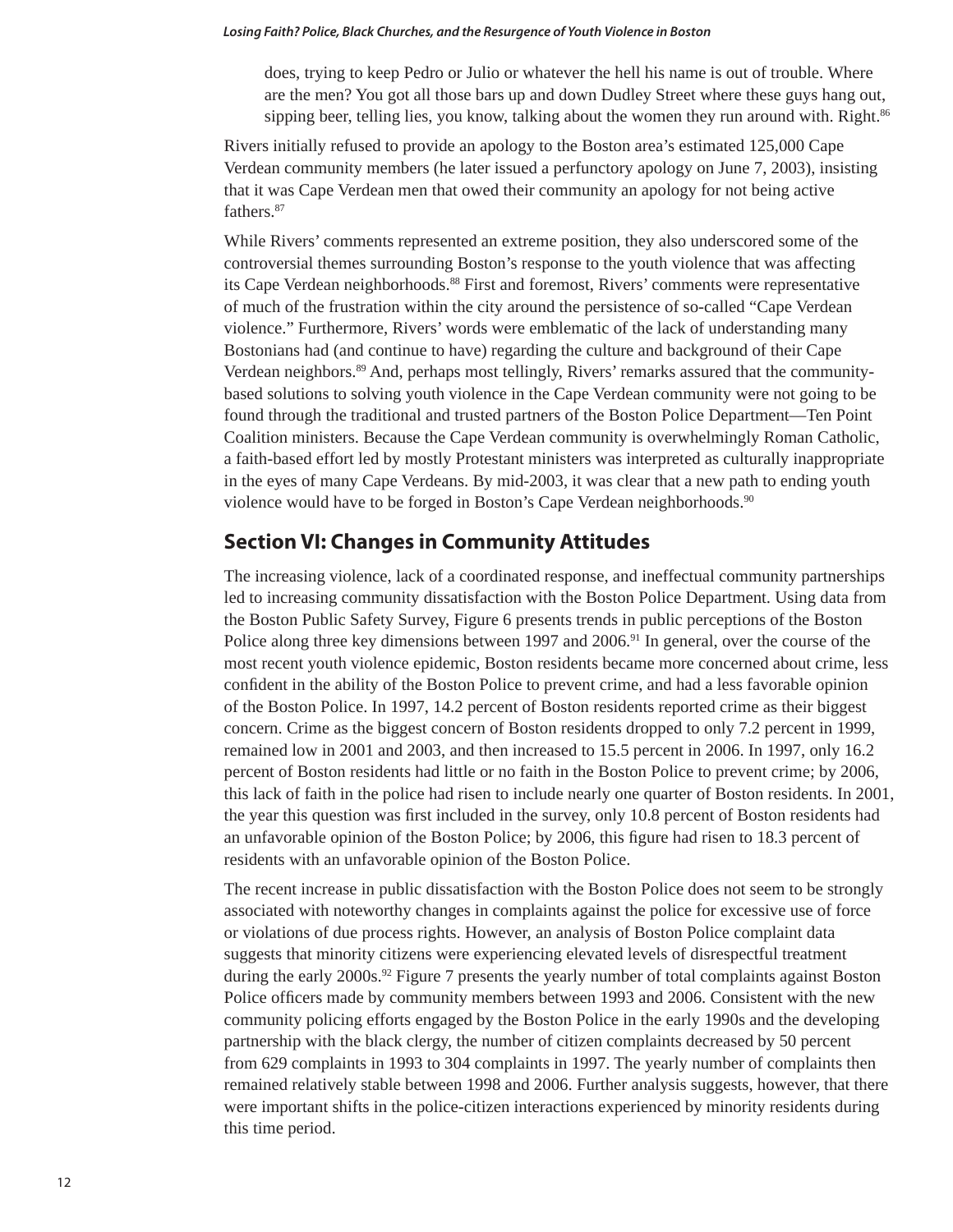> does, trying to keep Pedro or Julio or whatever the hell his name is out of trouble. Where are the men? You got all those bars up and down Dudley Street where these guys hang out, sipping beer, telling lies, you know, talking about the women they run around with. Right.[86]

Rivers initially refused to provide an apology to the Boston area's estimated 125,000 Cape Verdean community members (he later issued a perfunctory apology on June 7, 2003), insisting that it was Cape Verdean men that owed their community an apology for not being active fathers.[87]

While Rivers' comments represented an extreme position, they also underscored some of the controversial themes surrounding Boston's response to the youth violence that was affecting its Cape Verdean neighborhoods.[88] First and foremost, Rivers' comments were representative of much of the frustration within the city around the persistence of so-called "Cape Verdean violence." Furthermore, Rivers' words were emblematic of the lack of understanding many Bostonians had (and continue to have) regarding the culture and background of their Cape Verdean neighbors.[89] And, perhaps most tellingly, Rivers' remarks assured that the community-based solutions to solving youth violence in the Cape Verdean community were not going to be found through the traditional and trusted partners of the Boston Police Department—Ten Point Coalition ministers. Because the Cape Verdean community is overwhelmingly Roman Catholic, a faith-based effort led by mostly Protestant ministers was interpreted as culturally inappropriate in the eyes of many Cape Verdeans. By mid-2003, it was clear that a new path to ending youth violence would have to be forged in Boston's Cape Verdean neighborhoods.[90]

## Section VI: Changes in Community Attitudes

The increasing violence, lack of a coordinated response, and ineffectual community partnerships led to increasing community dissatisfaction with the Boston Police Department. Using data from the Boston Public Safety Survey, Figure 6 presents trends in public perceptions of the Boston Police along three key dimensions between 1997 and 2006.[91] In general, over the course of the most recent youth violence epidemic, Boston residents became more concerned about crime, less confident in the ability of the Boston Police to prevent crime, and had a less favorable opinion of the Boston Police. In 1997, 14.2 percent of Boston residents reported crime as their biggest concern. Crime as the biggest concern of Boston residents dropped to only 7.2 percent in 1999, remained low in 2001 and 2003, and then increased to 15.5 percent in 2006. In 1997, only 16.2 percent of Boston residents had little or no faith in the Boston Police to prevent crime; by 2006, this lack of faith in the police had risen to include nearly one quarter of Boston residents. In 2001, the year this question was first included in the survey, only 10.8 percent of Boston residents had an unfavorable opinion of the Boston Police; by 2006, this figure had risen to 18.3 percent of residents with an unfavorable opinion of the Boston Police.

The recent increase in public dissatisfaction with the Boston Police does not seem to be strongly associated with noteworthy changes in complaints against the police for excessive use of force or violations of due process rights. However, an analysis of Boston Police complaint data suggests that minority citizens were experiencing elevated levels of disrespectful treatment during the early 2000s.[92] Figure 7 presents the yearly number of total complaints against Boston Police officers made by community members between 1993 and 2006. Consistent with the new community policing efforts engaged by the Boston Police in the early 1990s and the developing partnership with the black clergy, the number of citizen complaints decreased by 50 percent from 629 complaints in 1993 to 304 complaints in 1997. The yearly number of complaints then remained relatively stable between 1998 and 2006. Further analysis suggests, however, that there were important shifts in the police-citizen interactions experienced by minority residents during this time period.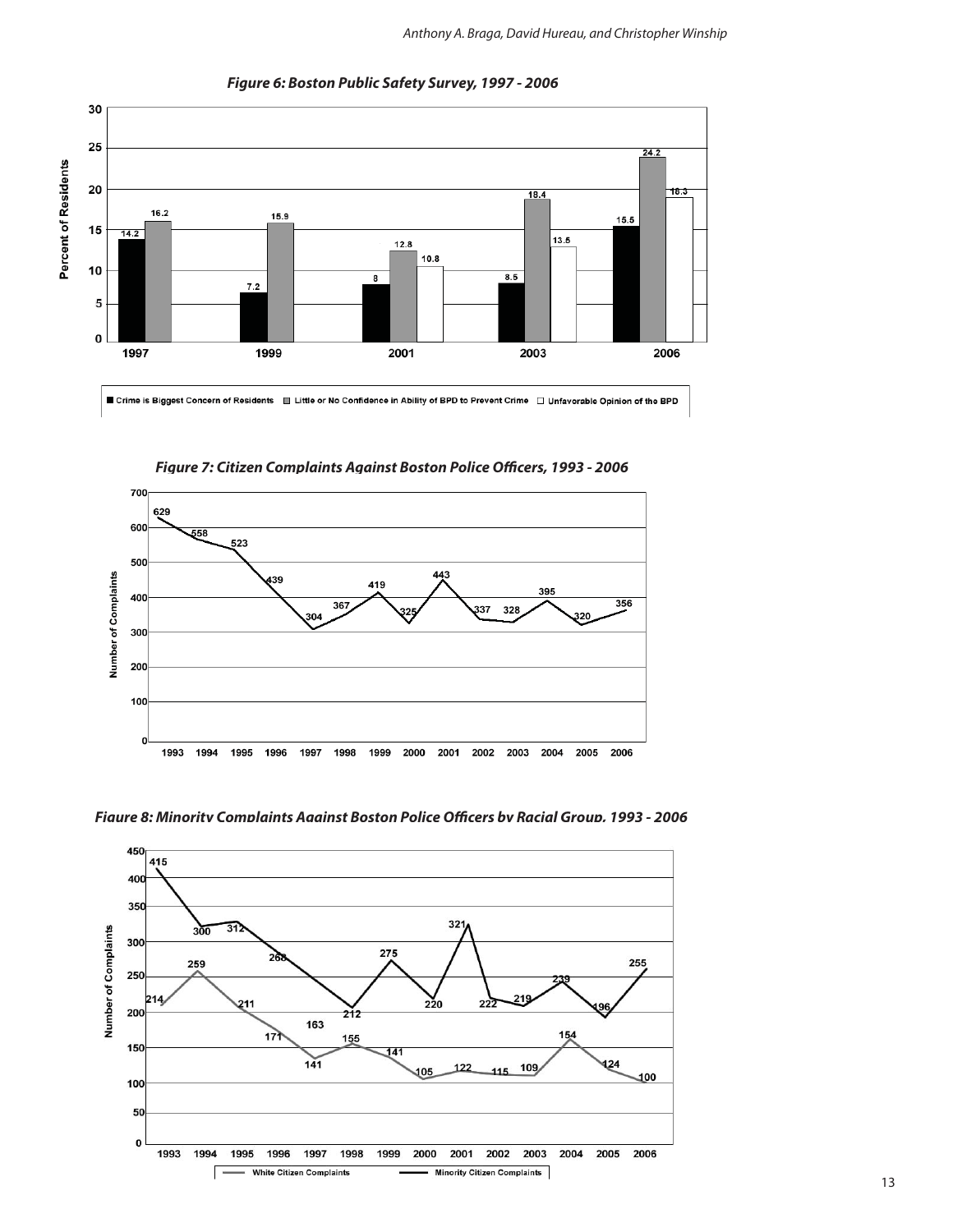*Figure 6: Boston Public Safety Survey, 1997 - 2006*

| Year | Crime is Biggest Concern of Residents | Little or No Confidence in Ability of BPD to Prevent Crime | Unfavorable Opinion of the BPD |
|---|---|---|---|
| 1997 | 14.2 | 16.2 | |
| 1999 | 7.2 | 15.9 | |
| 2001 | 8 | 12.8 | 10.8 |
| 2003 | 8.5 | 18.4 | 13.5 |
| 2006 | 15.5 | 24.2 | 18.3 |

*Figure 7: Citizen Complaints Against Boston Police Officers, 1993 - 2006*

| Year | Number of Complaints |
|---|---|
| 1993 | 629 |
| 1994 | 558 |
| 1995 | 523 |
| 1996 | 439 |
| 1997 | 304 |
| 1998 | 367 |
| 1999 | 419 |
| 2000 | 325 |
| 2001 | 443 |
| 2002 | 337 |
| 2003 | 328 |
| 2004 | 395 |
| 2005 | 320 |
| 2006 | 356 |

*Figure 8: Minority Complaints Against Boston Police Officers by Racial Group, 1993 - 2006*

| Year | White Citizen Complaints | Minority Citizen Complaints |
|---|---|---|
| 1993 | 214 | 415 |
| 1994 | 259 | 300 |
| 1995 | 211 | 312 |
| 1996 | 171 | 268 |
| 1997 | 141 | 163 |
| 1998 | 155 | 212 |
| 1999 | 141 | 275 |
| 2000 | 105 | 220 |
| 2001 | 122 | 321 |
| 2002 | 115 | 222 |
| 2003 | 109 | 219 |
| 2004 | 154 | 239 |
| 2005 | 124 | 196 |
| 2006 | 100 | 255 |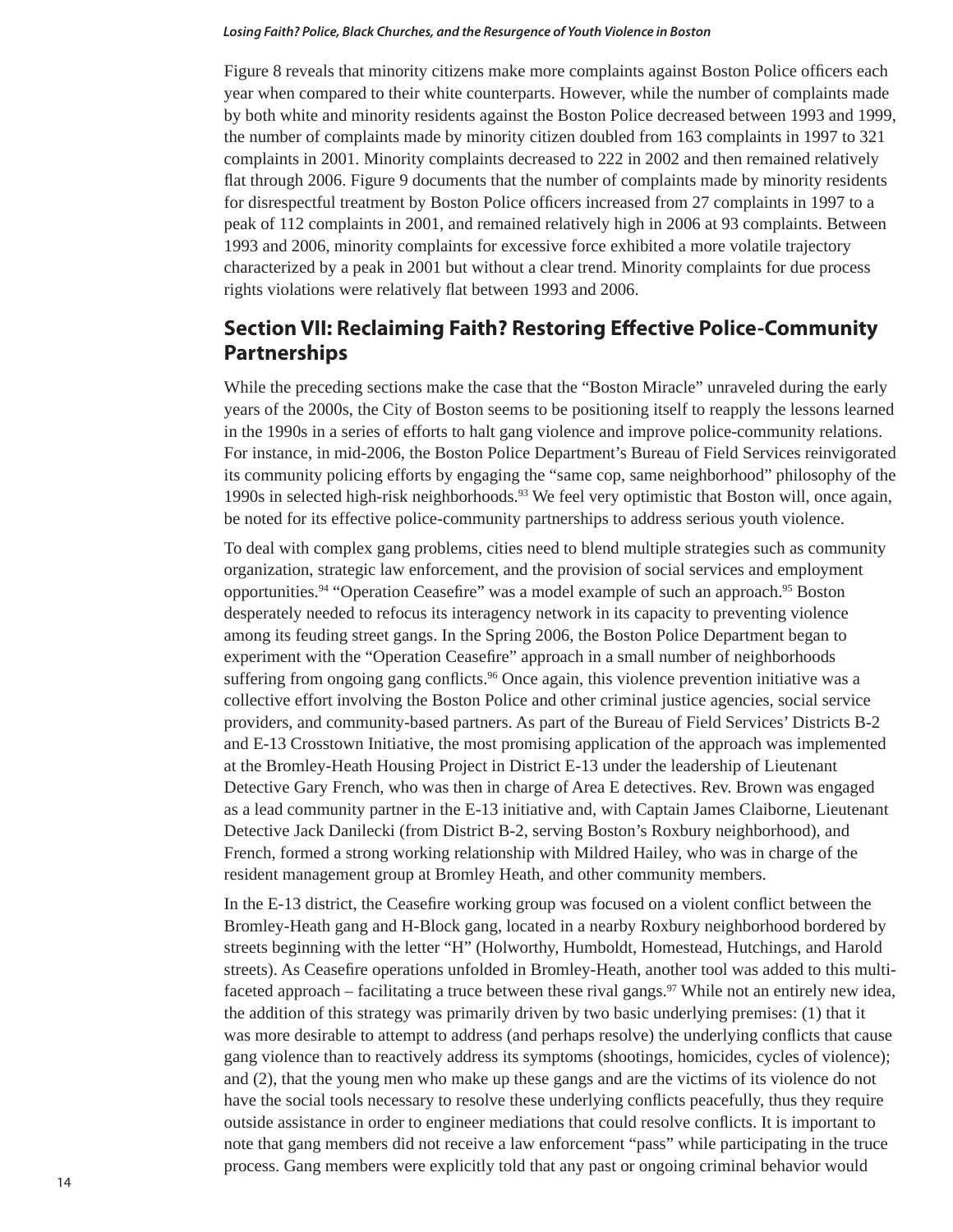Figure 8 reveals that minority citizens make more complaints against Boston Police officers each year when compared to their white counterparts. However, while the number of complaints made by both white and minority residents against the Boston Police decreased between 1993 and 1999, the number of complaints made by minority citizen doubled from 163 complaints in 1997 to 321 complaints in 2001. Minority complaints decreased to 222 in 2002 and then remained relatively flat through 2006. Figure 9 documents that the number of complaints made by minority residents for disrespectful treatment by Boston Police officers increased from 27 complaints in 1997 to a peak of 112 complaints in 2001, and remained relatively high in 2006 at 93 complaints. Between 1993 and 2006, minority complaints for excessive force exhibited a more volatile trajectory characterized by a peak in 2001 but without a clear trend. Minority complaints for due process rights violations were relatively flat between 1993 and 2006.

## Section VII: Reclaiming Faith? Restoring Effective Police-Community Partnerships

While the preceding sections make the case that the "Boston Miracle" unraveled during the early years of the 2000s, the City of Boston seems to be positioning itself to reapply the lessons learned in the 1990s in a series of efforts to halt gang violence and improve police-community relations. For instance, in mid-2006, the Boston Police Department's Bureau of Field Services reinvigorated its community policing efforts by engaging the "same cop, same neighborhood" philosophy of the 1990s in selected high-risk neighborhoods.[93] We feel very optimistic that Boston will, once again, be noted for its effective police-community partnerships to address serious youth violence.

To deal with complex gang problems, cities need to blend multiple strategies such as community organization, strategic law enforcement, and the provision of social services and employment opportunities.[94] "Operation Ceasefire" was a model example of such an approach.[95] Boston desperately needed to refocus its interagency network in its capacity to preventing violence among its feuding street gangs. In the Spring 2006, the Boston Police Department began to experiment with the "Operation Ceasefire" approach in a small number of neighborhoods suffering from ongoing gang conflicts.[96] Once again, this violence prevention initiative was a collective effort involving the Boston Police and other criminal justice agencies, social service providers, and community-based partners. As part of the Bureau of Field Services' Districts B-2 and E-13 Crosstown Initiative, the most promising application of the approach was implemented at the Bromley-Heath Housing Project in District E-13 under the leadership of Lieutenant Detective Gary French, who was then in charge of Area E detectives. Rev. Brown was engaged as a lead community partner in the E-13 initiative and, with Captain James Claiborne, Lieutenant Detective Jack Danilecki (from District B-2, serving Boston's Roxbury neighborhood), and French, formed a strong working relationship with Mildred Hailey, who was in charge of the resident management group at Bromley Heath, and other community members.

In the E-13 district, the Ceasefire working group was focused on a violent conflict between the Bromley-Heath gang and H-Block gang, located in a nearby Roxbury neighborhood bordered by streets beginning with the letter "H" (Holworthy, Humboldt, Homestead, Hutchings, and Harold streets). As Ceasefire operations unfolded in Bromley-Heath, another tool was added to this multi-faceted approach – facilitating a truce between these rival gangs.[97] While not an entirely new idea, the addition of this strategy was primarily driven by two basic underlying premises: (1) that it was more desirable to attempt to address (and perhaps resolve) the underlying conflicts that cause gang violence than to reactively address its symptoms (shootings, homicides, cycles of violence); and (2), that the young men who make up these gangs and are the victims of its violence do not have the social tools necessary to resolve these underlying conflicts peacefully, thus they require outside assistance in order to engineer mediations that could resolve conflicts. It is important to note that gang members did not receive a law enforcement "pass" while participating in the truce process. Gang members were explicitly told that any past or ongoing criminal behavior would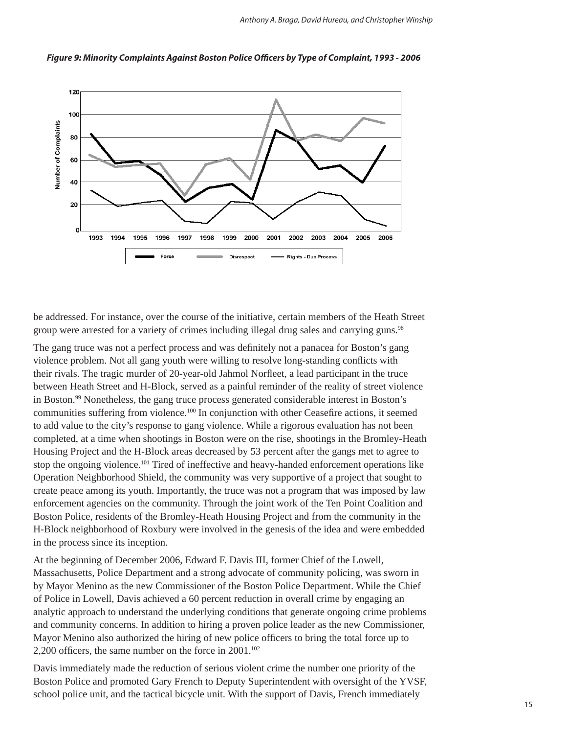*Figure 9: Minority Complaints Against Boston Police Officers by Type of Complaint, 1993 - 2006*

be addressed. For instance, over the course of the initiative, certain members of the Heath Street group were arrested for a variety of crimes including illegal drug sales and carrying guns.[98]

The gang truce was not a perfect process and was definitely not a panacea for Boston's gang violence problem. Not all gang youth were willing to resolve long-standing conflicts with their rivals. The tragic murder of 20-year-old Jahmol Norfleet, a lead participant in the truce between Heath Street and H-Block, served as a painful reminder of the reality of street violence in Boston.[99] Nonetheless, the gang truce process generated considerable interest in Boston's communities suffering from violence.[100] In conjunction with other Ceasefire actions, it seemed to add value to the city's response to gang violence. While a rigorous evaluation has not been completed, at a time when shootings in Boston were on the rise, shootings in the Bromley-Heath Housing Project and the H-Block areas decreased by 53 percent after the gangs met to agree to stop the ongoing violence.[101] Tired of ineffective and heavy-handed enforcement operations like Operation Neighborhood Shield, the community was very supportive of a project that sought to create peace among its youth. Importantly, the truce was not a program that was imposed by law enforcement agencies on the community. Through the joint work of the Ten Point Coalition and Boston Police, residents of the Bromley-Heath Housing Project and from the community in the H-Block neighborhood of Roxbury were involved in the genesis of the idea and were embedded in the process since its inception.

At the beginning of December 2006, Edward F. Davis III, former Chief of the Lowell, Massachusetts, Police Department and a strong advocate of community policing, was sworn in by Mayor Menino as the new Commissioner of the Boston Police Department. While the Chief of Police in Lowell, Davis achieved a 60 percent reduction in overall crime by engaging an analytic approach to understand the underlying conditions that generate ongoing crime problems and community concerns. In addition to hiring a proven police leader as the new Commissioner, Mayor Menino also authorized the hiring of new police officers to bring the total force up to 2,200 officers, the same number on the force in 2001.[102]

Davis immediately made the reduction of serious violent crime the number one priority of the Boston Police and promoted Gary French to Deputy Superintendent with oversight of the YVSF, school police unit, and the tactical bicycle unit. With the support of Davis, French immediately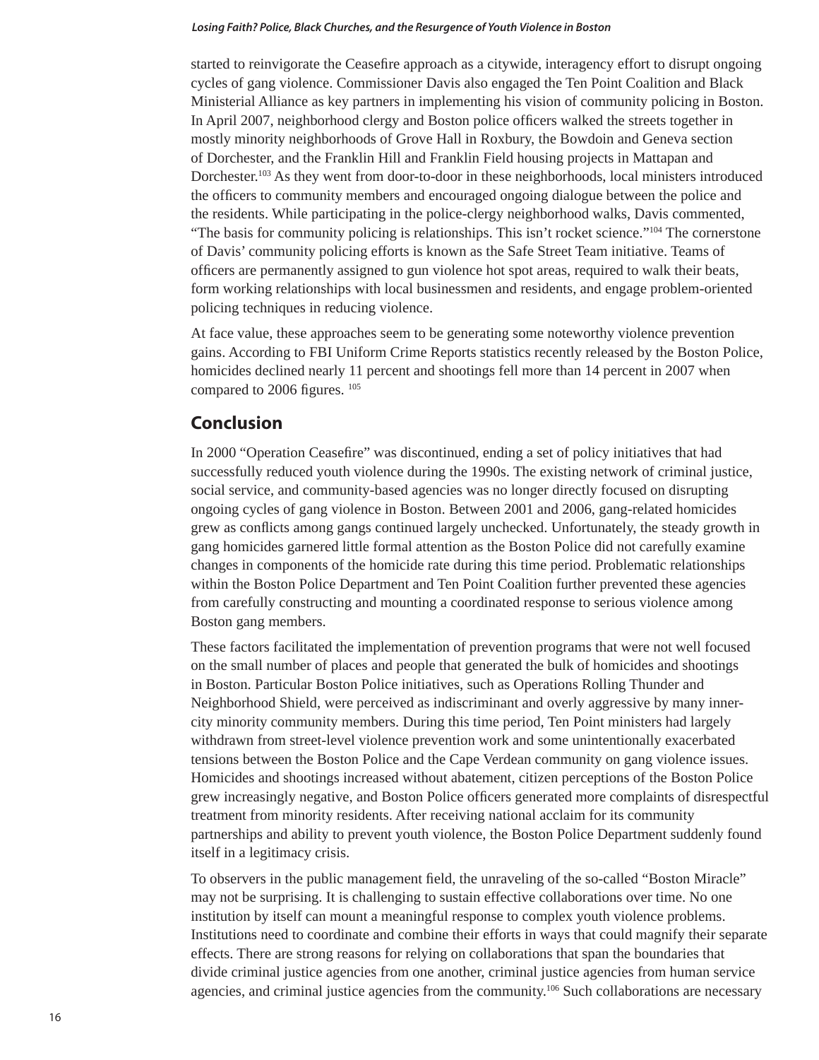started to reinvigorate the Ceasefire approach as a citywide, interagency effort to disrupt ongoing cycles of gang violence. Commissioner Davis also engaged the Ten Point Coalition and Black Ministerial Alliance as key partners in implementing his vision of community policing in Boston. In April 2007, neighborhood clergy and Boston police officers walked the streets together in mostly minority neighborhoods of Grove Hall in Roxbury, the Bowdoin and Geneva section of Dorchester, and the Franklin Hill and Franklin Field housing projects in Mattapan and Dorchester.[103] As they went from door-to-door in these neighborhoods, local ministers introduced the officers to community members and encouraged ongoing dialogue between the police and the residents. While participating in the police-clergy neighborhood walks, Davis commented, "The basis for community policing is relationships. This isn't rocket science."[104] The cornerstone of Davis' community policing efforts is known as the Safe Street Team initiative. Teams of officers are permanently assigned to gun violence hot spot areas, required to walk their beats, form working relationships with local businessmen and residents, and engage problem-oriented policing techniques in reducing violence.

At face value, these approaches seem to be generating some noteworthy violence prevention gains. According to FBI Uniform Crime Reports statistics recently released by the Boston Police, homicides declined nearly 11 percent and shootings fell more than 14 percent in 2007 when compared to 2006 figures. [105]

## Conclusion

In 2000 "Operation Ceasefire" was discontinued, ending a set of policy initiatives that had successfully reduced youth violence during the 1990s. The existing network of criminal justice, social service, and community-based agencies was no longer directly focused on disrupting ongoing cycles of gang violence in Boston. Between 2001 and 2006, gang-related homicides grew as conflicts among gangs continued largely unchecked. Unfortunately, the steady growth in gang homicides garnered little formal attention as the Boston Police did not carefully examine changes in components of the homicide rate during this time period. Problematic relationships within the Boston Police Department and Ten Point Coalition further prevented these agencies from carefully constructing and mounting a coordinated response to serious violence among Boston gang members.

These factors facilitated the implementation of prevention programs that were not well focused on the small number of places and people that generated the bulk of homicides and shootings in Boston. Particular Boston Police initiatives, such as Operations Rolling Thunder and Neighborhood Shield, were perceived as indiscriminant and overly aggressive by many inner-city minority community members. During this time period, Ten Point ministers had largely withdrawn from street-level violence prevention work and some unintentionally exacerbated tensions between the Boston Police and the Cape Verdean community on gang violence issues. Homicides and shootings increased without abatement, citizen perceptions of the Boston Police grew increasingly negative, and Boston Police officers generated more complaints of disrespectful treatment from minority residents. After receiving national acclaim for its community partnerships and ability to prevent youth violence, the Boston Police Department suddenly found itself in a legitimacy crisis.

To observers in the public management field, the unraveling of the so-called "Boston Miracle" may not be surprising. It is challenging to sustain effective collaborations over time. No one institution by itself can mount a meaningful response to complex youth violence problems. Institutions need to coordinate and combine their efforts in ways that could magnify their separate effects. There are strong reasons for relying on collaborations that span the boundaries that divide criminal justice agencies from one another, criminal justice agencies from human service agencies, and criminal justice agencies from the community.[106] Such collaborations are necessary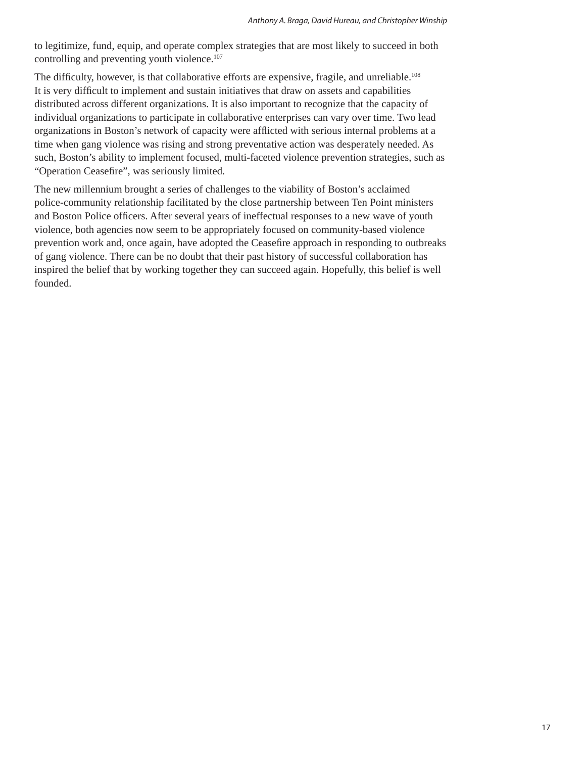to legitimize, fund, equip, and operate complex strategies that are most likely to succeed in both controlling and preventing youth violence.[107]

The difficulty, however, is that collaborative efforts are expensive, fragile, and unreliable.[108] It is very difficult to implement and sustain initiatives that draw on assets and capabilities distributed across different organizations. It is also important to recognize that the capacity of individual organizations to participate in collaborative enterprises can vary over time. Two lead organizations in Boston's network of capacity were afflicted with serious internal problems at a time when gang violence was rising and strong preventative action was desperately needed. As such, Boston's ability to implement focused, multi-faceted violence prevention strategies, such as "Operation Ceasefire", was seriously limited.

The new millennium brought a series of challenges to the viability of Boston's acclaimed police-community relationship facilitated by the close partnership between Ten Point ministers and Boston Police officers. After several years of ineffectual responses to a new wave of youth violence, both agencies now seem to be appropriately focused on community-based violence prevention work and, once again, have adopted the Ceasefire approach in responding to outbreaks of gang violence. There can be no doubt that their past history of successful collaboration has inspired the belief that by working together they can succeed again. Hopefully, this belief is well founded.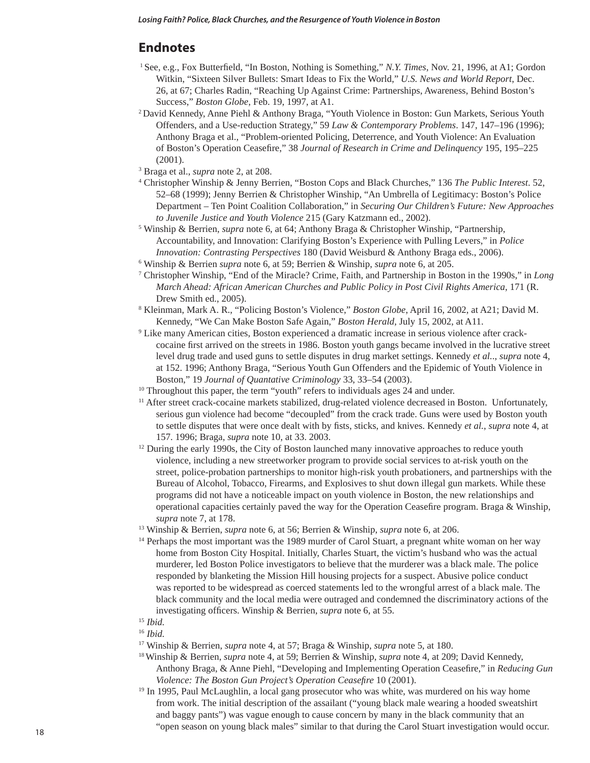## Endnotes

[1] See, e.g., Fox Butterfield, "In Boston, Nothing is Something," *N.Y. Times*, Nov. 21, 1996, at A1; Gordon Witkin, "Sixteen Silver Bullets: Smart Ideas to Fix the World," *U.S. News and World Report*, Dec. 26, at 67; Charles Radin, "Reaching Up Against Crime: Partnerships, Awareness, Behind Boston's Success," *Boston Globe*, Feb. 19, 1997, at A1.

[2] David Kennedy, Anne Piehl & Anthony Braga, "Youth Violence in Boston: Gun Markets, Serious Youth Offenders, and a Use-reduction Strategy," 59 *Law & Contemporary Problems*. 147, 147–196 (1996); Anthony Braga et al., "Problem-oriented Policing, Deterrence, and Youth Violence: An Evaluation of Boston's Operation Ceasefire," 38 *Journal of Research in Crime and Delinquency* 195, 195–225 (2001).

[3] Braga et al., *supra* note 2, at 208.

[4] Christopher Winship & Jenny Berrien, "Boston Cops and Black Churches," 136 *The Public Interest*. 52, 52–68 (1999); Jenny Berrien & Christopher Winship, "An Umbrella of Legitimacy: Boston's Police Department – Ten Point Coalition Collaboration," in *Securing Our Children's Future: New Approaches to Juvenile Justice and Youth Violence* 215 (Gary Katzmann ed., 2002).

[5] Winship & Berrien, *supra* note 6, at 64; Anthony Braga & Christopher Winship, "Partnership, Accountability, and Innovation: Clarifying Boston's Experience with Pulling Levers," in *Police Innovation: Contrasting Perspectives* 180 (David Weisburd & Anthony Braga eds., 2006).

[6] Winship & Berrien *supra* note 6, at 59; Berrien & Winship, *supra* note 6, at 205.

[7] Christopher Winship, "End of the Miracle? Crime, Faith, and Partnership in Boston in the 1990s," in *Long March Ahead: African American Churches and Public Policy in Post Civil Rights America*, 171 (R. Drew Smith ed., 2005).

[8] Kleinman, Mark A. R., "Policing Boston's Violence," *Boston Globe*, April 16, 2002, at A21; David M. Kennedy, "We Can Make Boston Safe Again," *Boston Herald*, July 15, 2002, at A11.

[9] Like many American cities, Boston experienced a dramatic increase in serious violence after crack-cocaine first arrived on the streets in 1986. Boston youth gangs became involved in the lucrative street level drug trade and used guns to settle disputes in drug market settings. Kennedy *et al.*., *supra* note 4, at 152. 1996; Anthony Braga, "Serious Youth Gun Offenders and the Epidemic of Youth Violence in Boston," 19 *Journal of Quantative Criminology* 33, 33–54 (2003).

[10] Throughout this paper, the term "youth" refers to individuals ages 24 and under.

[11] After street crack-cocaine markets stabilized, drug-related violence decreased in Boston. Unfortunately, serious gun violence had become "decoupled" from the crack trade. Guns were used by Boston youth to settle disputes that were once dealt with by fists, sticks, and knives. Kennedy *et al.*, *supra* note 4, at 157. 1996; Braga, *supra* note 10, at 33. 2003.

[12] During the early 1990s, the City of Boston launched many innovative approaches to reduce youth violence, including a new streetworker program to provide social services to at-risk youth on the street, police-probation partnerships to monitor high-risk youth probationers, and partnerships with the Bureau of Alcohol, Tobacco, Firearms, and Explosives to shut down illegal gun markets. While these programs did not have a noticeable impact on youth violence in Boston, the new relationships and operational capacities certainly paved the way for the Operation Ceasefire program. Braga & Winship, *supra* note 7, at 178.

[13] Winship & Berrien, *supra* note 6, at 56; Berrien & Winship, *supra* note 6, at 206.

[14] Perhaps the most important was the 1989 murder of Carol Stuart, a pregnant white woman on her way home from Boston City Hospital. Initially, Charles Stuart, the victim's husband who was the actual murderer, led Boston Police investigators to believe that the murderer was a black male. The police responded by blanketing the Mission Hill housing projects for a suspect. Abusive police conduct was reported to be widespread as coerced statements led to the wrongful arrest of a black male. The black community and the local media were outraged and condemned the discriminatory actions of the investigating officers. Winship & Berrien, *supra* note 6, at 55.

[15] *Ibid.*

[16] *Ibid.*

[17] Winship & Berrien, *supra* note 4, at 57; Braga & Winship, *supra* note 5, at 180.

[18] Winship & Berrien, *supra* note 4, at 59; Berrien & Winship, *supra* note 4, at 209; David Kennedy, Anthony Braga, & Anne Piehl, "Developing and Implementing Operation Ceasefire," in *Reducing Gun Violence: The Boston Gun Project's Operation Ceasefire* 10 (2001).

[19] In 1995, Paul McLaughlin, a local gang prosecutor who was white, was murdered on his way home from work. The initial description of the assailant ("young black male wearing a hooded sweatshirt and baggy pants") was vague enough to cause concern by many in the black community that an "open season on young black males" similar to that during the Carol Stuart investigation would occur.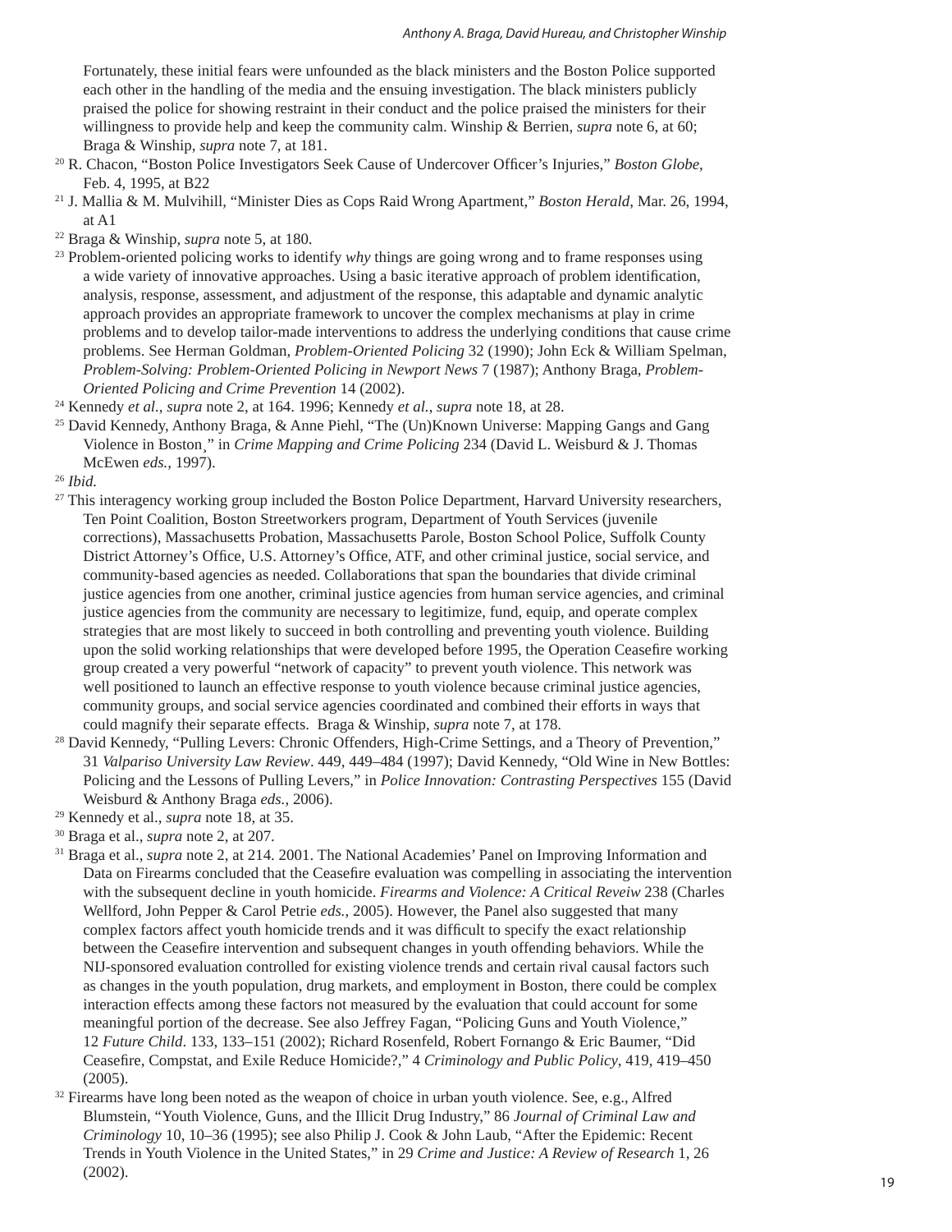Fortunately, these initial fears were unfounded as the black ministers and the Boston Police supported each other in the handling of the media and the ensuing investigation. The black ministers publicly praised the police for showing restraint in their conduct and the police praised the ministers for their willingness to provide help and keep the community calm. Winship & Berrien, *supra* note 6, at 60; Braga & Winship, *supra* note 7, at 181.

[20] R. Chacon, "Boston Police Investigators Seek Cause of Undercover Officer's Injuries," *Boston Globe*, Feb. 4, 1995, at B22

[21] J. Mallia & M. Mulvihill, "Minister Dies as Cops Raid Wrong Apartment," *Boston Herald*, Mar. 26, 1994, at A1

[22] Braga & Winship, *supra* note 5, at 180.

[23] Problem-oriented policing works to identify *why* things are going wrong and to frame responses using a wide variety of innovative approaches. Using a basic iterative approach of problem identification, analysis, response, assessment, and adjustment of the response, this adaptable and dynamic analytic approach provides an appropriate framework to uncover the complex mechanisms at play in crime problems and to develop tailor-made interventions to address the underlying conditions that cause crime problems. See Herman Goldman, *Problem-Oriented Policing* 32 (1990); John Eck & William Spelman, *Problem-Solving: Problem-Oriented Policing in Newport News* 7 (1987); Anthony Braga, *Problem-Oriented Policing and Crime Prevention* 14 (2002).

[24] Kennedy *et al.*, *supra* note 2, at 164. 1996; Kennedy *et al.*, *supra* note 18, at 28.

[25] David Kennedy, Anthony Braga, & Anne Piehl, "The (Un)Known Universe: Mapping Gangs and Gang Violence in Boston¸" in *Crime Mapping and Crime Policing* 234 (David L. Weisburd & J. Thomas McEwen *eds.*, 1997).

[26] *Ibid.*

[27] This interagency working group included the Boston Police Department, Harvard University researchers, Ten Point Coalition, Boston Streetworkers program, Department of Youth Services (juvenile corrections), Massachusetts Probation, Massachusetts Parole, Boston School Police, Suffolk County District Attorney's Office, U.S. Attorney's Office, ATF, and other criminal justice, social service, and community-based agencies as needed. Collaborations that span the boundaries that divide criminal justice agencies from one another, criminal justice agencies from human service agencies, and criminal justice agencies from the community are necessary to legitimize, fund, equip, and operate complex strategies that are most likely to succeed in both controlling and preventing youth violence. Building upon the solid working relationships that were developed before 1995, the Operation Ceasefire working group created a very powerful "network of capacity" to prevent youth violence. This network was well positioned to launch an effective response to youth violence because criminal justice agencies, community groups, and social service agencies coordinated and combined their efforts in ways that could magnify their separate effects. Braga & Winship, *supra* note 7, at 178.

[28] David Kennedy, "Pulling Levers: Chronic Offenders, High-Crime Settings, and a Theory of Prevention," 31 *Valpariso University Law Review*. 449, 449–484 (1997); David Kennedy, "Old Wine in New Bottles: Policing and the Lessons of Pulling Levers," in *Police Innovation: Contrasting Perspectives* 155 (David Weisburd & Anthony Braga *eds.*, 2006).

[29] Kennedy et al., *supra* note 18, at 35.

[30] Braga et al., *supra* note 2, at 207.

[31] Braga et al., *supra* note 2, at 214. 2001. The National Academies' Panel on Improving Information and Data on Firearms concluded that the Ceasefire evaluation was compelling in associating the intervention with the subsequent decline in youth homicide. *Firearms and Violence: A Critical Reveiw* 238 (Charles Wellford, John Pepper & Carol Petrie *eds.*, 2005). However, the Panel also suggested that many complex factors affect youth homicide trends and it was difficult to specify the exact relationship between the Ceasefire intervention and subsequent changes in youth offending behaviors. While the NIJ-sponsored evaluation controlled for existing violence trends and certain rival causal factors such as changes in the youth population, drug markets, and employment in Boston, there could be complex interaction effects among these factors not measured by the evaluation that could account for some meaningful portion of the decrease. See also Jeffrey Fagan, "Policing Guns and Youth Violence," 12 *Future Child*. 133, 133–151 (2002); Richard Rosenfeld, Robert Fornango & Eric Baumer, "Did Ceasefire, Compstat, and Exile Reduce Homicide?," 4 *Criminology and Public Policy*, 419, 419–450 (2005).

[32] Firearms have long been noted as the weapon of choice in urban youth violence. See, e.g., Alfred Blumstein, "Youth Violence, Guns, and the Illicit Drug Industry," 86 *Journal of Criminal Law and Criminology* 10, 10–36 (1995); see also Philip J. Cook & John Laub, "After the Epidemic: Recent Trends in Youth Violence in the United States," in 29 *Crime and Justice: A Review of Research* 1, 26 (2002).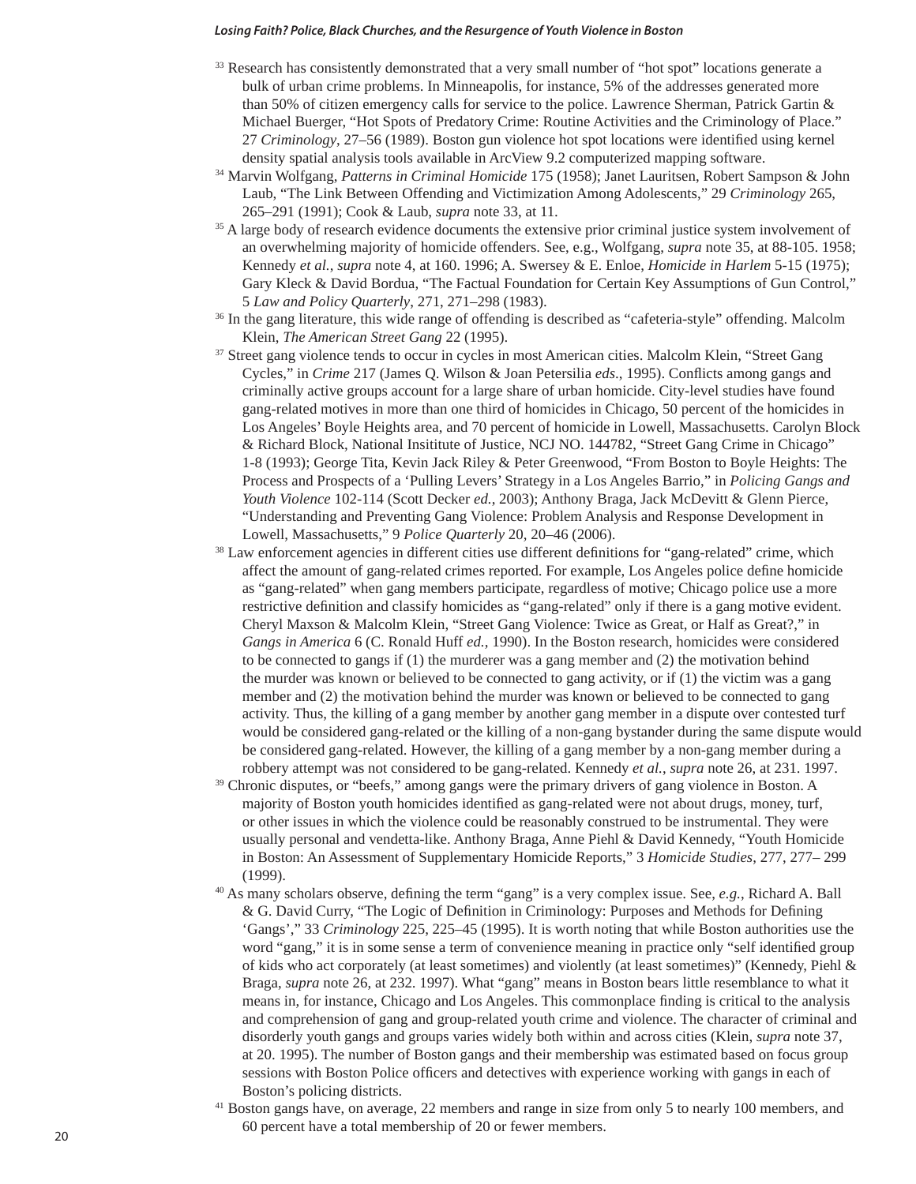[33] Research has consistently demonstrated that a very small number of "hot spot" locations generate a bulk of urban crime problems. In Minneapolis, for instance, 5% of the addresses generated more than 50% of citizen emergency calls for service to the police. Lawrence Sherman, Patrick Gartin & Michael Buerger, "Hot Spots of Predatory Crime: Routine Activities and the Criminology of Place." 27 *Criminology*, 27–56 (1989). Boston gun violence hot spot locations were identified using kernel density spatial analysis tools available in ArcView 9.2 computerized mapping software.

[34] Marvin Wolfgang, *Patterns in Criminal Homicide* 175 (1958); Janet Lauritsen, Robert Sampson & John Laub, "The Link Between Offending and Victimization Among Adolescents," 29 *Criminology* 265, 265–291 (1991); Cook & Laub, *supra* note 33, at 11.

[35] A large body of research evidence documents the extensive prior criminal justice system involvement of an overwhelming majority of homicide offenders. See, e.g., Wolfgang, *supra* note 35, at 88-105. 1958; Kennedy *et al.*, *supra* note 4, at 160. 1996; A. Swersey & E. Enloe, *Homicide in Harlem* 5-15 (1975); Gary Kleck & David Bordua, "The Factual Foundation for Certain Key Assumptions of Gun Control," 5 *Law and Policy Quarterly*, 271, 271–298 (1983).

[36] In the gang literature, this wide range of offending is described as "cafeteria-style" offending. Malcolm Klein, *The American Street Gang* 22 (1995).

[37] Street gang violence tends to occur in cycles in most American cities. Malcolm Klein, "Street Gang Cycles," in *Crime* 217 (James Q. Wilson & Joan Petersilia *eds*., 1995). Conflicts among gangs and criminally active groups account for a large share of urban homicide. City-level studies have found gang-related motives in more than one third of homicides in Chicago, 50 percent of the homicides in Los Angeles' Boyle Heights area, and 70 percent of homicide in Lowell, Massachusetts. Carolyn Block & Richard Block, National Insititute of Justice, NCJ NO. 144782, "Street Gang Crime in Chicago" 1-8 (1993); George Tita, Kevin Jack Riley & Peter Greenwood, "From Boston to Boyle Heights: The Process and Prospects of a 'Pulling Levers' Strategy in a Los Angeles Barrio," in *Policing Gangs and Youth Violence* 102-114 (Scott Decker *ed.*, 2003); Anthony Braga, Jack McDevitt & Glenn Pierce, "Understanding and Preventing Gang Violence: Problem Analysis and Response Development in Lowell, Massachusetts," 9 *Police Quarterly* 20, 20–46 (2006).

[38] Law enforcement agencies in different cities use different definitions for "gang-related" crime, which affect the amount of gang-related crimes reported. For example, Los Angeles police define homicide as "gang-related" when gang members participate, regardless of motive; Chicago police use a more restrictive definition and classify homicides as "gang-related" only if there is a gang motive evident. Cheryl Maxson & Malcolm Klein, "Street Gang Violence: Twice as Great, or Half as Great?," in *Gangs in America* 6 (C. Ronald Huff *ed.*, 1990). In the Boston research, homicides were considered to be connected to gangs if (1) the murderer was a gang member and (2) the motivation behind the murder was known or believed to be connected to gang activity, or if (1) the victim was a gang member and (2) the motivation behind the murder was known or believed to be connected to gang activity. Thus, the killing of a gang member by another gang member in a dispute over contested turf would be considered gang-related or the killing of a non-gang bystander during the same dispute would be considered gang-related. However, the killing of a gang member by a non-gang member during a robbery attempt was not considered to be gang-related. Kennedy *et al.*, *supra* note 26, at 231. 1997.

[39] Chronic disputes, or "beefs," among gangs were the primary drivers of gang violence in Boston. A majority of Boston youth homicides identified as gang-related were not about drugs, money, turf, or other issues in which the violence could be reasonably construed to be instrumental. They were usually personal and vendetta-like. Anthony Braga, Anne Piehl & David Kennedy, "Youth Homicide in Boston: An Assessment of Supplementary Homicide Reports," 3 *Homicide Studies*, 277, 277– 299 (1999).

[40] As many scholars observe, defining the term "gang" is a very complex issue. See, *e.g.*, Richard A. Ball & G. David Curry, "The Logic of Definition in Criminology: Purposes and Methods for Defining 'Gangs'," 33 *Criminology* 225, 225–45 (1995). It is worth noting that while Boston authorities use the word "gang," it is in some sense a term of convenience meaning in practice only "self identified group of kids who act corporately (at least sometimes) and violently (at least sometimes)" (Kennedy, Piehl & Braga, *supra* note 26, at 232. 1997). What "gang" means in Boston bears little resemblance to what it means in, for instance, Chicago and Los Angeles. This commonplace finding is critical to the analysis and comprehension of gang and group-related youth crime and violence. The character of criminal and disorderly youth gangs and groups varies widely both within and across cities (Klein, *supra* note 37, at 20. 1995). The number of Boston gangs and their membership was estimated based on focus group sessions with Boston Police officers and detectives with experience working with gangs in each of Boston's policing districts.

[41] Boston gangs have, on average, 22 members and range in size from only 5 to nearly 100 members, and 60 percent have a total membership of 20 or fewer members.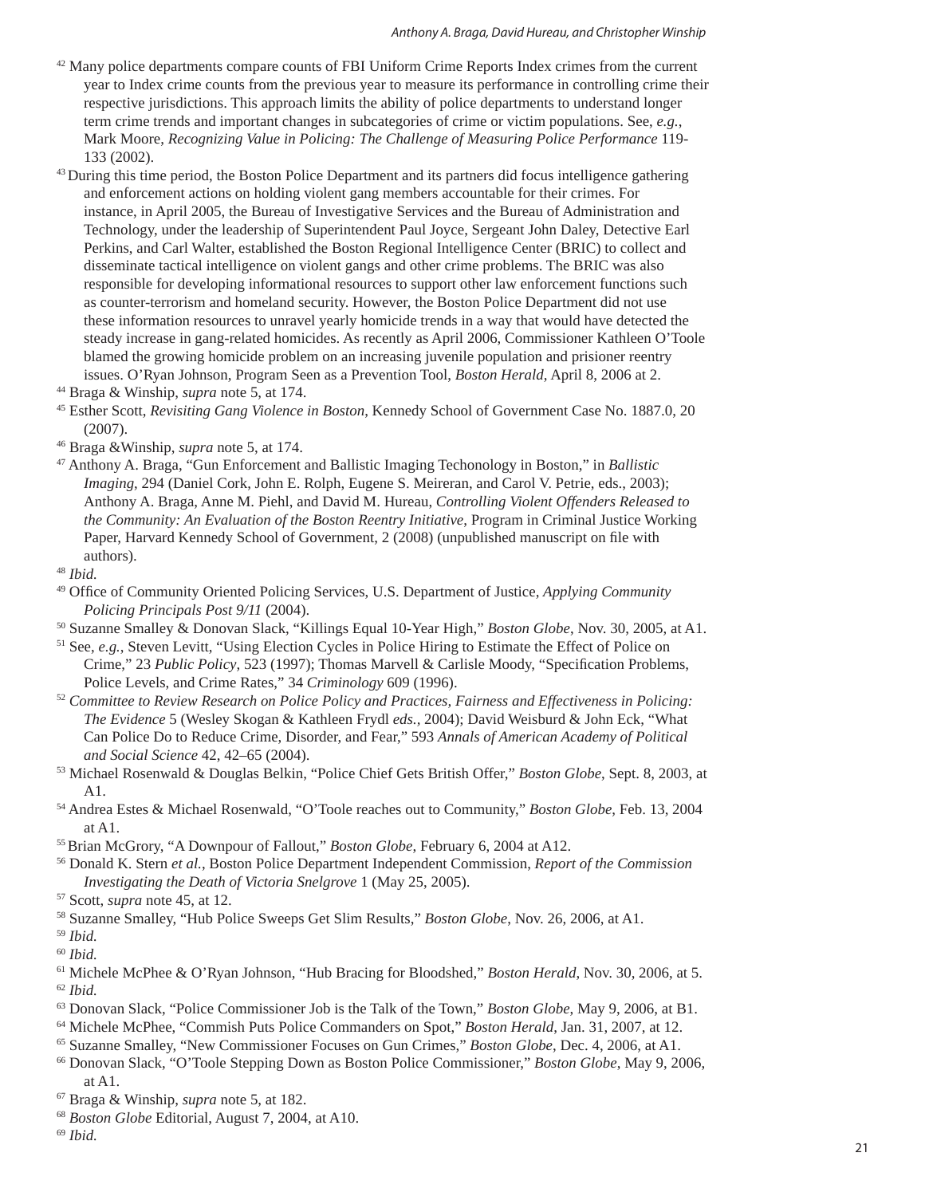[42] Many police departments compare counts of FBI Uniform Crime Reports Index crimes from the current year to Index crime counts from the previous year to measure its performance in controlling crime their respective jurisdictions. This approach limits the ability of police departments to understand longer term crime trends and important changes in subcategories of crime or victim populations. See, *e.g.*, Mark Moore, *Recognizing Value in Policing: The Challenge of Measuring Police Performance* 119-133 (2002).

[43] During this time period, the Boston Police Department and its partners did focus intelligence gathering and enforcement actions on holding violent gang members accountable for their crimes. For instance, in April 2005, the Bureau of Investigative Services and the Bureau of Administration and Technology, under the leadership of Superintendent Paul Joyce, Sergeant John Daley, Detective Earl Perkins, and Carl Walter, established the Boston Regional Intelligence Center (BRIC) to collect and disseminate tactical intelligence on violent gangs and other crime problems. The BRIC was also responsible for developing informational resources to support other law enforcement functions such as counter-terrorism and homeland security. However, the Boston Police Department did not use these information resources to unravel yearly homicide trends in a way that would have detected the steady increase in gang-related homicides. As recently as April 2006, Commissioner Kathleen O'Toole blamed the growing homicide problem on an increasing juvenile population and prisioner reentry issues. O'Ryan Johnson, Program Seen as a Prevention Tool, *Boston Herald*, April 8, 2006 at 2.

[44] Braga & Winship, *supra* note 5, at 174.

[45] Esther Scott, *Revisiting Gang Violence in Boston*, Kennedy School of Government Case No. 1887.0, 20 (2007).

[46] Braga &Winship, *supra* note 5, at 174.

[47] Anthony A. Braga, "Gun Enforcement and Ballistic Imaging Techonology in Boston," in *Ballistic Imaging*, 294 (Daniel Cork, John E. Rolph, Eugene S. Meireran, and Carol V. Petrie, eds., 2003); Anthony A. Braga, Anne M. Piehl, and David M. Hureau, *Controlling Violent Offenders Released to the Community: An Evaluation of the Boston Reentry Initiative*, Program in Criminal Justice Working Paper, Harvard Kennedy School of Government, 2 (2008) (unpublished manuscript on file with authors).

[48] *Ibid.*

[49] Office of Community Oriented Policing Services, U.S. Department of Justice, *Applying Community Policing Principals Post 9/11* (2004).

[50] Suzanne Smalley & Donovan Slack, "Killings Equal 10-Year High," *Boston Globe*, Nov. 30, 2005, at A1.

[51] See, *e.g.*, Steven Levitt, "Using Election Cycles in Police Hiring to Estimate the Effect of Police on Crime," 23 *Public Policy*, 523 (1997); Thomas Marvell & Carlisle Moody, "Specification Problems, Police Levels, and Crime Rates," 34 *Criminology* 609 (1996).

[52] *Committee to Review Research on Police Policy and Practices, Fairness and Effectiveness in Policing: The Evidence* 5 (Wesley Skogan & Kathleen Frydl *eds.*, 2004); David Weisburd & John Eck, "What Can Police Do to Reduce Crime, Disorder, and Fear," 593 *Annals of American Academy of Political and Social Science* 42, 42–65 (2004).

[53] Michael Rosenwald & Douglas Belkin, "Police Chief Gets British Offer," *Boston Globe*, Sept. 8, 2003, at A1.

[54] Andrea Estes & Michael Rosenwald, "O'Toole reaches out to Community," *Boston Globe*, Feb. 13, 2004 at A1.

[55] Brian McGrory, "A Downpour of Fallout," *Boston Globe*, February 6, 2004 at A12.

[56] Donald K. Stern *et al.*, Boston Police Department Independent Commission, *Report of the Commission Investigating the Death of Victoria Snelgrove* 1 (May 25, 2005).

[57] Scott, *supra* note 45, at 12.

[58] Suzanne Smalley, "Hub Police Sweeps Get Slim Results," *Boston Globe*, Nov. 26, 2006, at A1.

[59] *Ibid.*

[60] *Ibid.*

[61] Michele McPhee & O'Ryan Johnson, "Hub Bracing for Bloodshed," *Boston Herald*, Nov. 30, 2006, at 5.

[62] *Ibid.*

[63] Donovan Slack, "Police Commissioner Job is the Talk of the Town," *Boston Globe*, May 9, 2006, at B1.

[64] Michele McPhee, "Commish Puts Police Commanders on Spot," *Boston Herald*, Jan. 31, 2007, at 12.

[65] Suzanne Smalley, "New Commissioner Focuses on Gun Crimes," *Boston Globe*, Dec. 4, 2006, at A1.

[66] Donovan Slack, "O'Toole Stepping Down as Boston Police Commissioner," *Boston Globe*, May 9, 2006, at A1.

[67] Braga & Winship, *supra* note 5, at 182.

[68] *Boston Globe* Editorial, August 7, 2004, at A10.

[69] *Ibid.*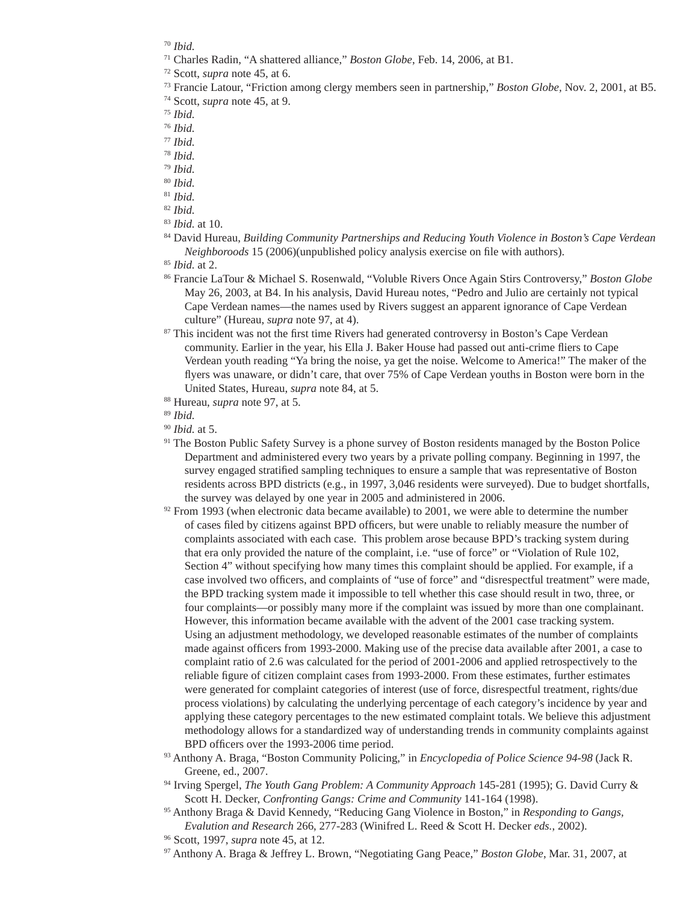[70] *Ibid.*

[71] Charles Radin, "A shattered alliance," *Boston Globe*, Feb. 14, 2006, at B1.

[72] Scott, *supra* note 45, at 6.

[73] Francie Latour, "Friction among clergy members seen in partnership," *Boston Globe*, Nov. 2, 2001, at B5.

[74] Scott, *supra* note 45, at 9.

[75] *Ibid.*

[76] *Ibid.*

[77] *Ibid.*

[78] *Ibid.*

[79] *Ibid.*

[80] *Ibid.*

[81] *Ibid.*

[82] *Ibid.*

[83] *Ibid.* at 10.

[84] David Hureau, *Building Community Partnerships and Reducing Youth Violence in Boston's Cape Verdean Neighboroods* 15 (2006)(unpublished policy analysis exercise on file with authors).

[85] *Ibid.* at 2.

[86] Francie LaTour & Michael S. Rosenwald, "Voluble Rivers Once Again Stirs Controversy," *Boston Globe* May 26, 2003, at B4. In his analysis, David Hureau notes, "Pedro and Julio are certainly not typical Cape Verdean names—the names used by Rivers suggest an apparent ignorance of Cape Verdean culture" (Hureau, *supra* note 97, at 4).

[87] This incident was not the first time Rivers had generated controversy in Boston's Cape Verdean community. Earlier in the year, his Ella J. Baker House had passed out anti-crime fliers to Cape Verdean youth reading "Ya bring the noise, ya get the noise. Welcome to America!" The maker of the flyers was unaware, or didn't care, that over 75% of Cape Verdean youths in Boston were born in the United States, Hureau, *supra* note 84, at 5.

[88] Hureau, *supra* note 97, at 5.

[89] *Ibid.*

[90] *Ibid.* at 5.

[91] The Boston Public Safety Survey is a phone survey of Boston residents managed by the Boston Police Department and administered every two years by a private polling company. Beginning in 1997, the survey engaged stratified sampling techniques to ensure a sample that was representative of Boston residents across BPD districts (e.g., in 1997, 3,046 residents were surveyed). Due to budget shortfalls, the survey was delayed by one year in 2005 and administered in 2006.

[92] From 1993 (when electronic data became available) to 2001, we were able to determine the number of cases filed by citizens against BPD officers, but were unable to reliably measure the number of complaints associated with each case. This problem arose because BPD's tracking system during that era only provided the nature of the complaint, i.e. "use of force" or "Violation of Rule 102, Section 4" without specifying how many times this complaint should be applied. For example, if a case involved two officers, and complaints of "use of force" and "disrespectful treatment" were made, the BPD tracking system made it impossible to tell whether this case should result in two, three, or four complaints—or possibly many more if the complaint was issued by more than one complainant. However, this information became available with the advent of the 2001 case tracking system. Using an adjustment methodology, we developed reasonable estimates of the number of complaints made against officers from 1993-2000. Making use of the precise data available after 2001, a case to complaint ratio of 2.6 was calculated for the period of 2001-2006 and applied retrospectively to the reliable figure of citizen complaint cases from 1993-2000. From these estimates, further estimates were generated for complaint categories of interest (use of force, disrespectful treatment, rights/due process violations) by calculating the underlying percentage of each category's incidence by year and applying these category percentages to the new estimated complaint totals. We believe this adjustment methodology allows for a standardized way of understanding trends in community complaints against BPD officers over the 1993-2006 time period.

[93] Anthony A. Braga, "Boston Community Policing," in *Encyclopedia of Police Science 94-98* (Jack R. Greene, ed., 2007.

[94] Irving Spergel, *The Youth Gang Problem: A Community Approach* 145-281 (1995); G. David Curry & Scott H. Decker, *Confronting Gangs: Crime and Community* 141-164 (1998).

[95] Anthony Braga & David Kennedy, "Reducing Gang Violence in Boston," in *Responding to Gangs, Evalution and Research* 266, 277-283 (Winifred L. Reed & Scott H. Decker *eds.*, 2002).

[96] Scott, 1997, *supra* note 45, at 12.

[97] Anthony A. Braga & Jeffrey L. Brown, "Negotiating Gang Peace," *Boston Globe*, Mar. 31, 2007, at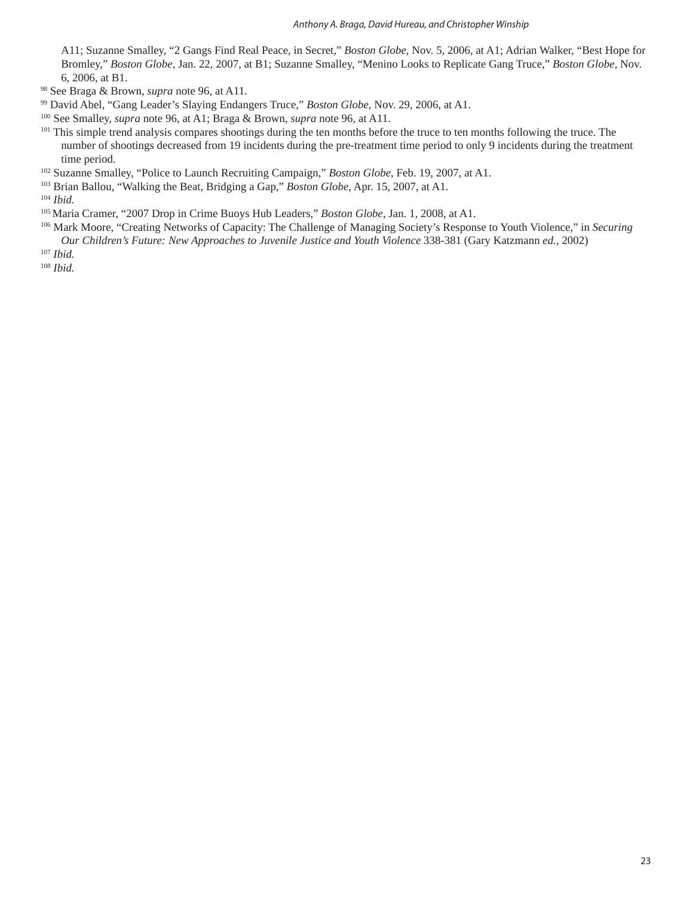A11; Suzanne Smalley, “2 Gangs Find Real Peace, in Secret,” *Boston Globe*, Nov. 5, 2006, at A1; Adrian Walker, “Best Hope for Bromley,” *Boston Globe*, Jan. 22, 2007, at B1; Suzanne Smalley, “Menino Looks to Replicate Gang Truce,” *Boston Globe*, Nov. 6, 2006, at B1.

[98] See Braga & Brown, *supra* note 96, at A11.

[99] David Abel, “Gang Leader’s Slaying Endangers Truce,” *Boston Globe*, Nov. 29, 2006, at A1.

[100] See Smalley, *supra* note 96, at A1; Braga & Brown, *supra* note 96, at A11.

[101] This simple trend analysis compares shootings during the ten months before the truce to ten months following the truce. The number of shootings decreased from 19 incidents during the pre-treatment time period to only 9 incidents during the treatment time period.

[102] Suzanne Smalley, “Police to Launch Recruiting Campaign,” *Boston Globe*, Feb. 19, 2007, at A1.

[103] Brian Ballou, “Walking the Beat, Bridging a Gap,” *Boston Globe*, Apr. 15, 2007, at A1.

[104] *Ibid.*

[105] Maria Cramer, “2007 Drop in Crime Buoys Hub Leaders,” *Boston Globe*, Jan. 1, 2008, at A1.

[106] Mark Moore, “Creating Networks of Capacity: The Challenge of Managing Society’s Response to Youth Violence,” in *Securing Our Children’s Future: New Approaches to Juvenile Justice and Youth Violence* 338-381 (Gary Katzmann *ed.*, 2002)

[107] *Ibid.*

[108] *Ibid.*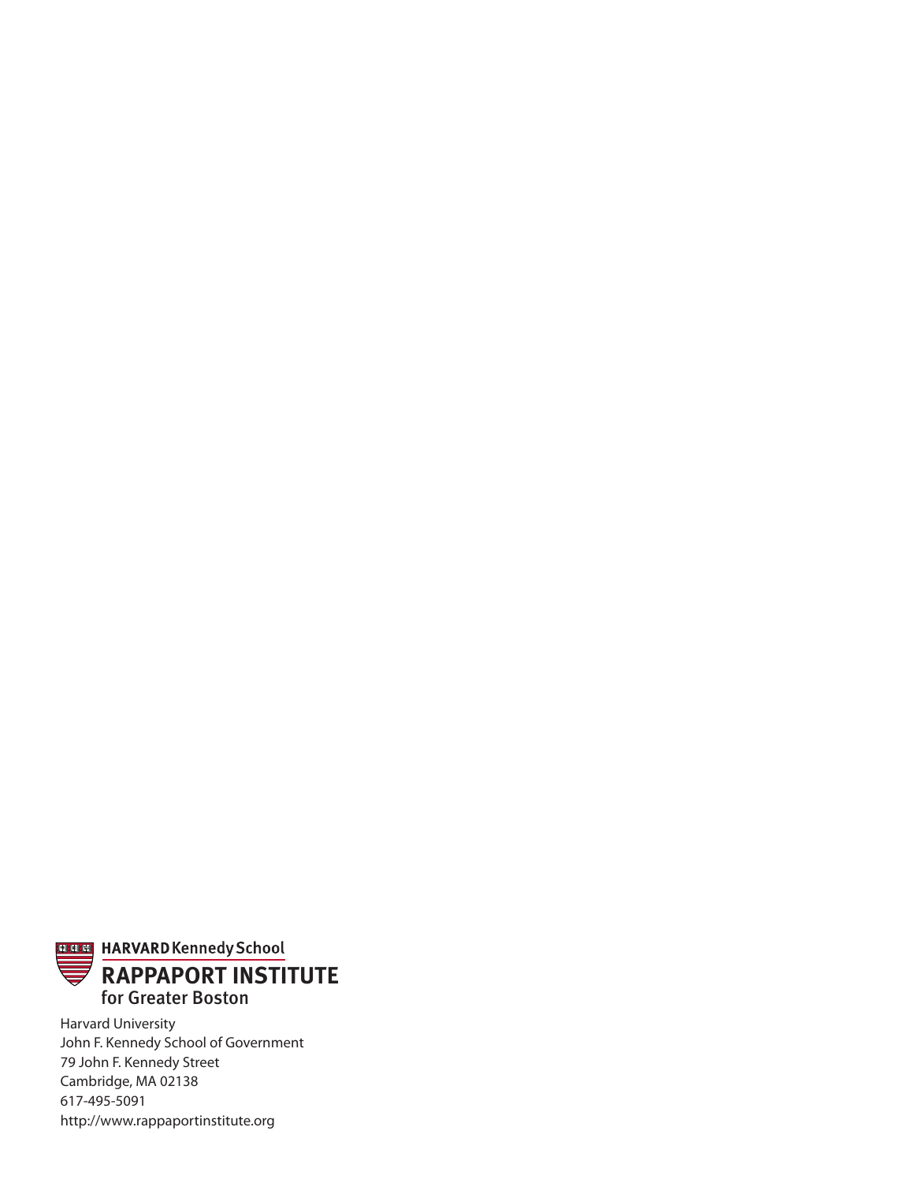HARVARD Kennedy School

**RAPPAPORT INSTITUTE**

for Greater Boston

Harvard University
John F. Kennedy School of Government
79 John F. Kennedy Street
Cambridge, MA 02138
617-495-5091
http://www.rappaportinstitute.org